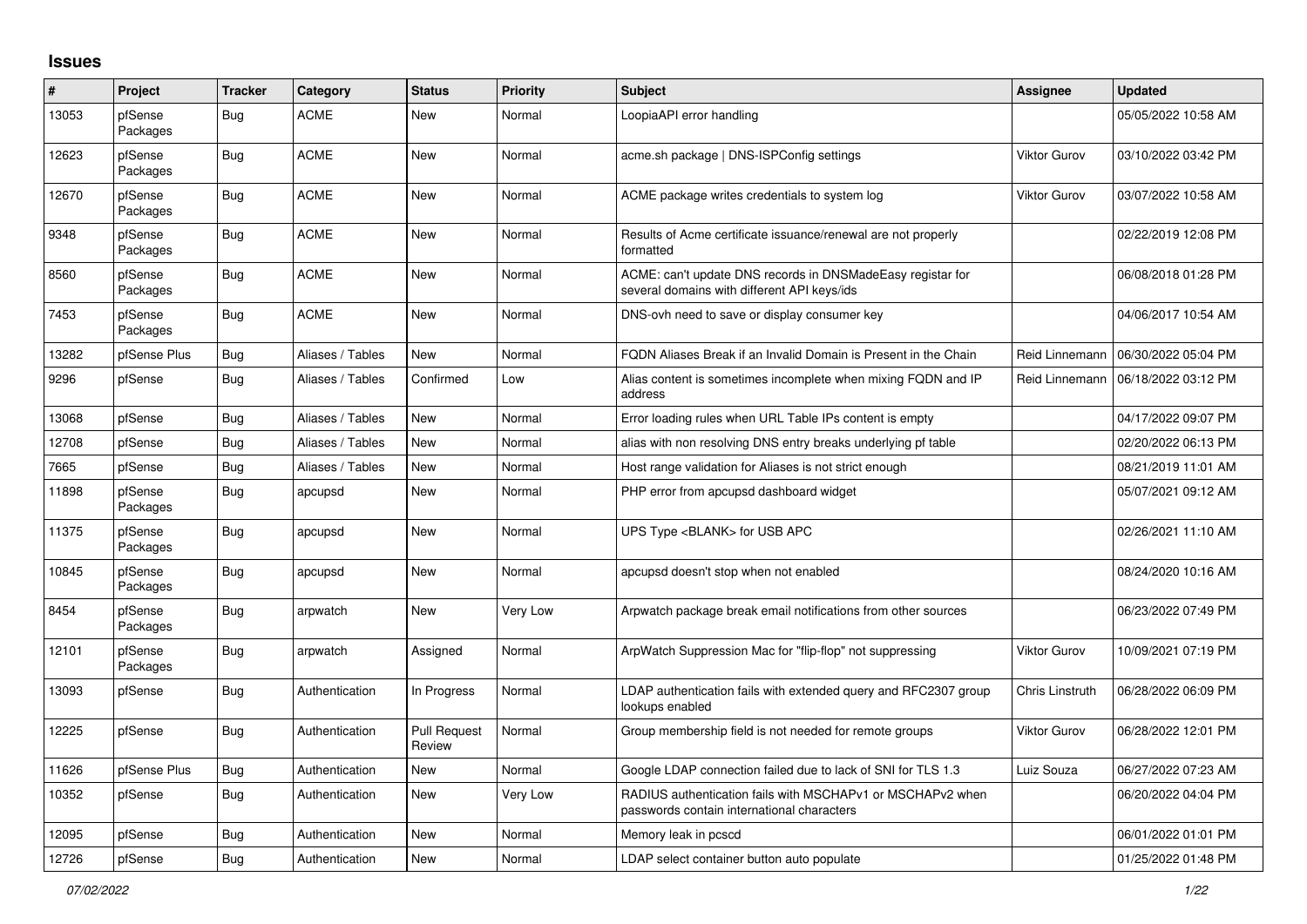# Issues

| # | Project | Tracker | Category | Status | Priority | Subject | Assignee | Updated |
|---|---|---|---|---|---|---|---|---|
| 13053 | pfSense Packages | Bug | ACME | New | Normal | LoopiaAPI error handling | | 05/05/2022 10:58 AM |
| 12623 | pfSense Packages | Bug | ACME | New | Normal | acme.sh package \| DNS-ISPConfig settings | Viktor Gurov | 03/10/2022 03:42 PM |
| 12670 | pfSense Packages | Bug | ACME | New | Normal | ACME package writes credentials to system log | Viktor Gurov | 03/07/2022 10:58 AM |
| 9348 | pfSense Packages | Bug | ACME | New | Normal | Results of Acme certificate issuance/renewal are not properly formatted | | 02/22/2019 12:08 PM |
| 8560 | pfSense Packages | Bug | ACME | New | Normal | ACME: can't update DNS records in DNSMadeEasy registar for several domains with different API keys/ids | | 06/08/2018 01:28 PM |
| 7453 | pfSense Packages | Bug | ACME | New | Normal | DNS-ovh need to save or display consumer key | | 04/06/2017 10:54 AM |
| 13282 | pfSense Plus | Bug | Aliases / Tables | New | Normal | FQDN Aliases Break if an Invalid Domain is Present in the Chain | Reid Linnemann | 06/30/2022 05:04 PM |
| 9296 | pfSense | Bug | Aliases / Tables | Confirmed | Low | Alias content is sometimes incomplete when mixing FQDN and IP address | Reid Linnemann | 06/18/2022 03:12 PM |
| 13068 | pfSense | Bug | Aliases / Tables | New | Normal | Error loading rules when URL Table IPs content is empty | | 04/17/2022 09:07 PM |
| 12708 | pfSense | Bug | Aliases / Tables | New | Normal | alias with non resolving DNS entry breaks underlying pf table | | 02/20/2022 06:13 PM |
| 7665 | pfSense | Bug | Aliases / Tables | New | Normal | Host range validation for Aliases is not strict enough | | 08/21/2019 11:01 AM |
| 11898 | pfSense Packages | Bug | apcupsd | New | Normal | PHP error from apcupsd dashboard widget | | 05/07/2021 09:12 AM |
| 11375 | pfSense Packages | Bug | apcupsd | New | Normal | UPS Type <BLANK> for USB APC | | 02/26/2021 11:10 AM |
| 10845 | pfSense Packages | Bug | apcupsd | New | Normal | apcupsd doesn't stop when not enabled | | 08/24/2020 10:16 AM |
| 8454 | pfSense Packages | Bug | arpwatch | New | Very Low | Arpwatch package break email notifications from other sources | | 06/23/2022 07:49 PM |
| 12101 | pfSense Packages | Bug | arpwatch | Assigned | Normal | ArpWatch Suppression Mac for "flip-flop" not suppressing | Viktor Gurov | 10/09/2021 07:19 PM |
| 13093 | pfSense | Bug | Authentication | In Progress | Normal | LDAP authentication fails with extended query and RFC2307 group lookups enabled | Chris Linstruth | 06/28/2022 06:09 PM |
| 12225 | pfSense | Bug | Authentication | Pull Request Review | Normal | Group membership field is not needed for remote groups | Viktor Gurov | 06/28/2022 12:01 PM |
| 11626 | pfSense Plus | Bug | Authentication | New | Normal | Google LDAP connection failed due to lack of SNI for TLS 1.3 | Luiz Souza | 06/27/2022 07:23 AM |
| 10352 | pfSense | Bug | Authentication | New | Very Low | RADIUS authentication fails with MSCHAPv1 or MSCHAPv2 when passwords contain international characters | | 06/20/2022 04:04 PM |
| 12095 | pfSense | Bug | Authentication | New | Normal | Memory leak in pcscd | | 06/01/2022 01:01 PM |
| 12726 | pfSense | Bug | Authentication | New | Normal | LDAP select container button auto populate | | 01/25/2022 01:48 PM |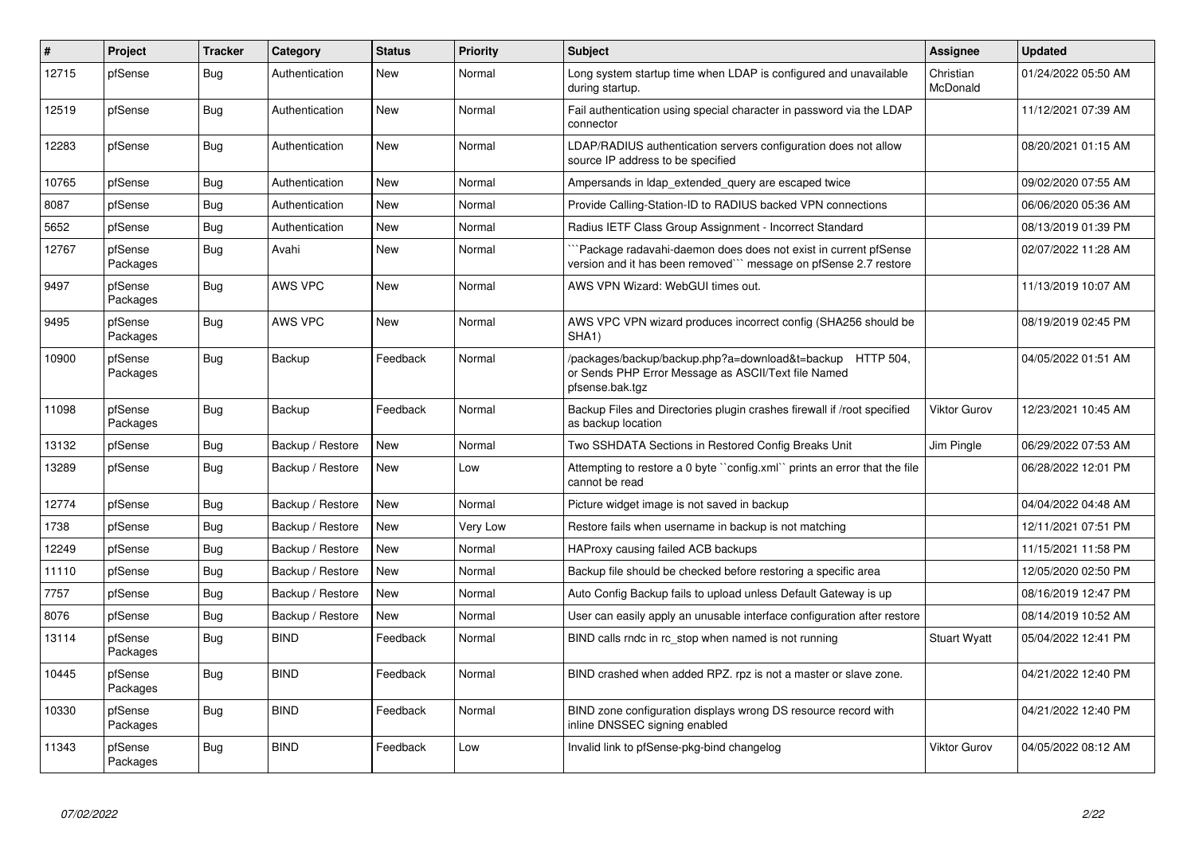| # | Project | Tracker | Category | Status | Priority | Subject | Assignee | Updated |
|---|---|---|---|---|---|---|---|---|
| 12715 | pfSense | Bug | Authentication | New | Normal | Long system startup time when LDAP is configured and unavailable during startup. | Christian McDonald | 01/24/2022 05:50 AM |
| 12519 | pfSense | Bug | Authentication | New | Normal | Fail authentication using special character in password via the LDAP connector | | 11/12/2021 07:39 AM |
| 12283 | pfSense | Bug | Authentication | New | Normal | LDAP/RADIUS authentication servers configuration does not allow source IP address to be specified | | 08/20/2021 01:15 AM |
| 10765 | pfSense | Bug | Authentication | New | Normal | Ampersands in ldap_extended_query are escaped twice | | 09/02/2020 07:55 AM |
| 8087 | pfSense | Bug | Authentication | New | Normal | Provide Calling-Station-ID to RADIUS backed VPN connections | | 06/06/2020 05:36 AM |
| 5652 | pfSense | Bug | Authentication | New | Normal | Radius IETF Class Group Assignment - Incorrect Standard | | 08/13/2019 01:39 PM |
| 12767 | pfSense Packages | Bug | Avahi | New | Normal | ```Package radavahi-daemon does does not exist in current pfSense version and it has been removed``` message on pfSense 2.7 restore | | 02/07/2022 11:28 AM |
| 9497 | pfSense Packages | Bug | AWS VPC | New | Normal | AWS VPN Wizard: WebGUI times out. | | 11/13/2019 10:07 AM |
| 9495 | pfSense Packages | Bug | AWS VPC | New | Normal | AWS VPC VPN wizard produces incorrect config (SHA256 should be SHA1) | | 08/19/2019 02:45 PM |
| 10900 | pfSense Packages | Bug | Backup | Feedback | Normal | /packages/backup/backup.php?a=download&t=backup HTTP 504, or Sends PHP Error Message as ASCII/Text file Named pfsense.bak.tgz | | 04/05/2022 01:51 AM |
| 11098 | pfSense Packages | Bug | Backup | Feedback | Normal | Backup Files and Directories plugin crashes firewall if /root specified as backup location | Viktor Gurov | 12/23/2021 10:45 AM |
| 13132 | pfSense | Bug | Backup / Restore | New | Normal | Two SSHDATA Sections in Restored Config Breaks Unit | Jim Pingle | 06/29/2022 07:53 AM |
| 13289 | pfSense | Bug | Backup / Restore | New | Low | Attempting to restore a 0 byte ``config.xml`` prints an error that the file cannot be read | | 06/28/2022 12:01 PM |
| 12774 | pfSense | Bug | Backup / Restore | New | Normal | Picture widget image is not saved in backup | | 04/04/2022 04:48 AM |
| 1738 | pfSense | Bug | Backup / Restore | New | Very Low | Restore fails when username in backup is not matching | | 12/11/2021 07:51 PM |
| 12249 | pfSense | Bug | Backup / Restore | New | Normal | HAProxy causing failed ACB backups | | 11/15/2021 11:58 PM |
| 11110 | pfSense | Bug | Backup / Restore | New | Normal | Backup file should be checked before restoring a specific area | | 12/05/2020 02:50 PM |
| 7757 | pfSense | Bug | Backup / Restore | New | Normal | Auto Config Backup fails to upload unless Default Gateway is up | | 08/16/2019 12:47 PM |
| 8076 | pfSense | Bug | Backup / Restore | New | Normal | User can easily apply an unusable interface configuration after restore | | 08/14/2019 10:52 AM |
| 13114 | pfSense Packages | Bug | BIND | Feedback | Normal | BIND calls rndc in rc_stop when named is not running | Stuart Wyatt | 05/04/2022 12:41 PM |
| 10445 | pfSense Packages | Bug | BIND | Feedback | Normal | BIND crashed when added RPZ. rpz is not a master or slave zone. | | 04/21/2022 12:40 PM |
| 10330 | pfSense Packages | Bug | BIND | Feedback | Normal | BIND zone configuration displays wrong DS resource record with inline DNSSEC signing enabled | | 04/21/2022 12:40 PM |
| 11343 | pfSense Packages | Bug | BIND | Feedback | Low | Invalid link to pfSense-pkg-bind changelog | Viktor Gurov | 04/05/2022 08:12 AM |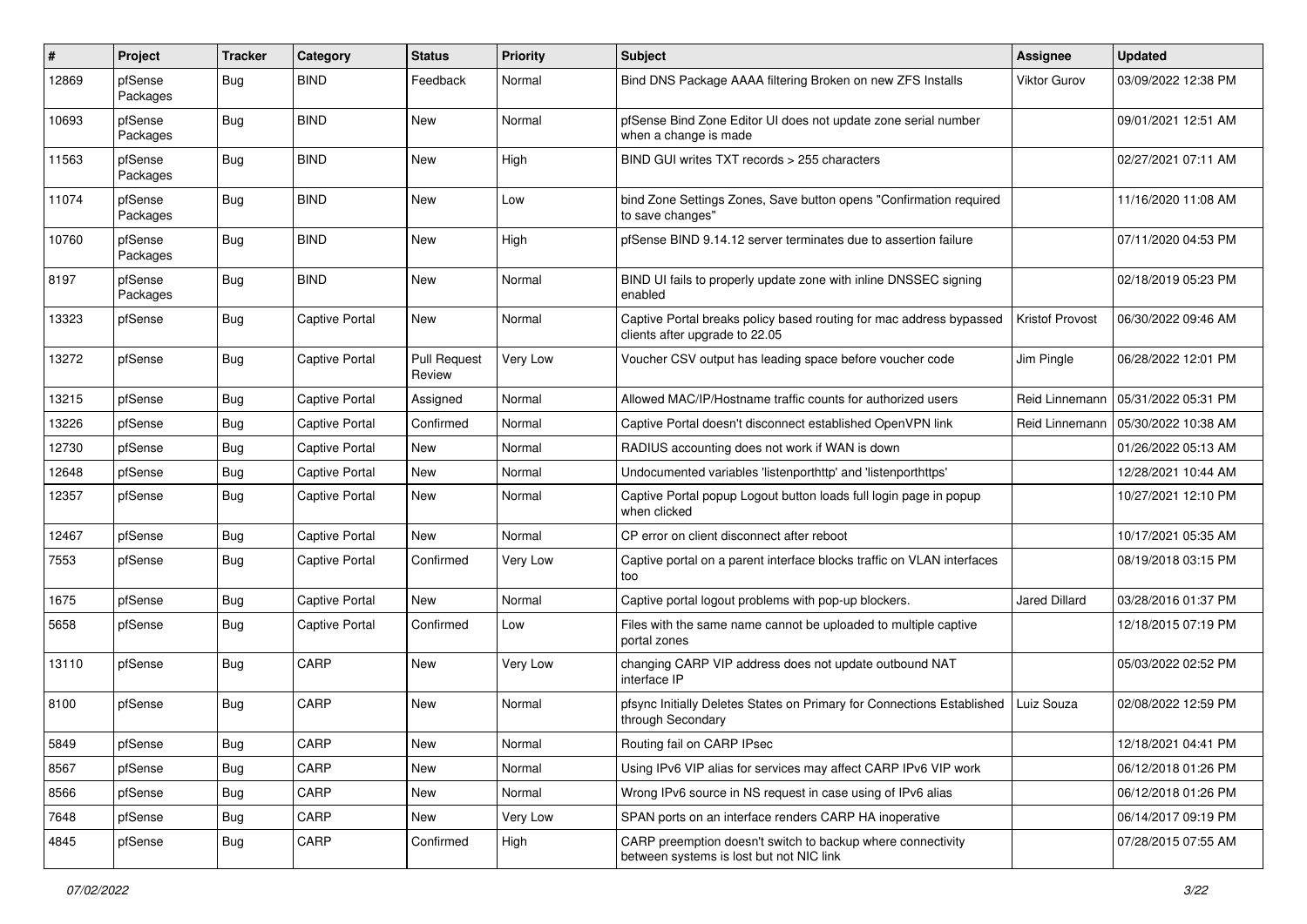| # | Project | Tracker | Category | Status | Priority | Subject | Assignee | Updated |
|---|---|---|---|---|---|---|---|---|
| 12869 | pfSense Packages | Bug | BIND | Feedback | Normal | Bind DNS Package AAAA filtering Broken on new ZFS Installs | Viktor Gurov | 03/09/2022 12:38 PM |
| 10693 | pfSense Packages | Bug | BIND | New | Normal | pfSense Bind Zone Editor UI does not update zone serial number when a change is made | | 09/01/2021 12:51 AM |
| 11563 | pfSense Packages | Bug | BIND | New | High | BIND GUI writes TXT records > 255 characters | | 02/27/2021 07:11 AM |
| 11074 | pfSense Packages | Bug | BIND | New | Low | bind Zone Settings Zones, Save button opens "Confirmation required to save changes" | | 11/16/2020 11:08 AM |
| 10760 | pfSense Packages | Bug | BIND | New | High | pfSense BIND 9.14.12 server terminates due to assertion failure | | 07/11/2020 04:53 PM |
| 8197 | pfSense Packages | Bug | BIND | New | Normal | BIND UI fails to properly update zone with inline DNSSEC signing enabled | | 02/18/2019 05:23 PM |
| 13323 | pfSense | Bug | Captive Portal | New | Normal | Captive Portal breaks policy based routing for mac address bypassed clients after upgrade to 22.05 | Kristof Provost | 06/30/2022 09:46 AM |
| 13272 | pfSense | Bug | Captive Portal | Pull Request Review | Very Low | Voucher CSV output has leading space before voucher code | Jim Pingle | 06/28/2022 12:01 PM |
| 13215 | pfSense | Bug | Captive Portal | Assigned | Normal | Allowed MAC/IP/Hostname traffic counts for authorized users | Reid Linnemann | 05/31/2022 05:31 PM |
| 13226 | pfSense | Bug | Captive Portal | Confirmed | Normal | Captive Portal doesn't disconnect established OpenVPN link | Reid Linnemann | 05/30/2022 10:38 AM |
| 12730 | pfSense | Bug | Captive Portal | New | Normal | RADIUS accounting does not work if WAN is down | | 01/26/2022 05:13 AM |
| 12648 | pfSense | Bug | Captive Portal | New | Normal | Undocumented variables 'listenporthttp' and 'listenporthttps' | | 12/28/2021 10:44 AM |
| 12357 | pfSense | Bug | Captive Portal | New | Normal | Captive Portal popup Logout button loads full login page in popup when clicked | | 10/27/2021 12:10 PM |
| 12467 | pfSense | Bug | Captive Portal | New | Normal | CP error on client disconnect after reboot | | 10/17/2021 05:35 AM |
| 7553 | pfSense | Bug | Captive Portal | Confirmed | Very Low | Captive portal on a parent interface blocks traffic on VLAN interfaces too | | 08/19/2018 03:15 PM |
| 1675 | pfSense | Bug | Captive Portal | New | Normal | Captive portal logout problems with pop-up blockers. | Jared Dillard | 03/28/2016 01:37 PM |
| 5658 | pfSense | Bug | Captive Portal | Confirmed | Low | Files with the same name cannot be uploaded to multiple captive portal zones | | 12/18/2015 07:19 PM |
| 13110 | pfSense | Bug | CARP | New | Very Low | changing CARP VIP address does not update outbound NAT interface IP | | 05/03/2022 02:52 PM |
| 8100 | pfSense | Bug | CARP | New | Normal | pfsync Initially Deletes States on Primary for Connections Established through Secondary | Luiz Souza | 02/08/2022 12:59 PM |
| 5849 | pfSense | Bug | CARP | New | Normal | Routing fail on CARP IPsec | | 12/18/2021 04:41 PM |
| 8567 | pfSense | Bug | CARP | New | Normal | Using IPv6 VIP alias for services may affect CARP IPv6 VIP work | | 06/12/2018 01:26 PM |
| 8566 | pfSense | Bug | CARP | New | Normal | Wrong IPv6 source in NS request in case using of IPv6 alias | | 06/12/2018 01:26 PM |
| 7648 | pfSense | Bug | CARP | New | Very Low | SPAN ports on an interface renders CARP HA inoperative | | 06/14/2017 09:19 PM |
| 4845 | pfSense | Bug | CARP | Confirmed | High | CARP preemption doesn't switch to backup where connectivity between systems is lost but not NIC link | | 07/28/2015 07:55 AM |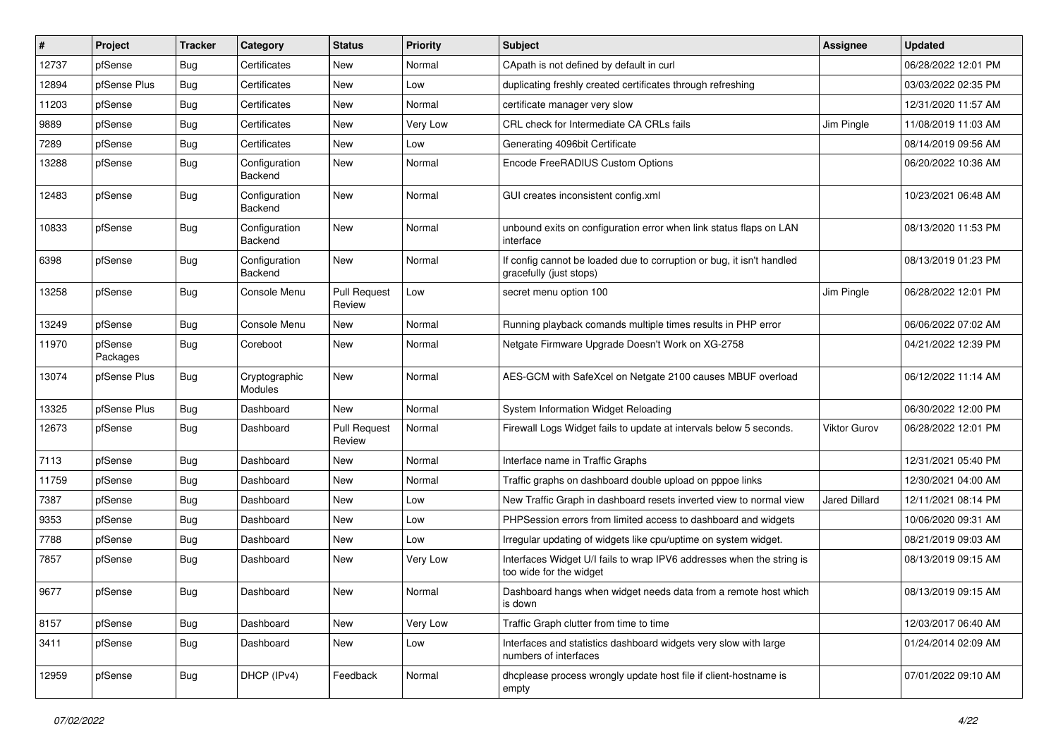| # | Project | Tracker | Category | Status | Priority | Subject | Assignee | Updated |
|---|---|---|---|---|---|---|---|---|
| 12737 | pfSense | Bug | Certificates | New | Normal | CApath is not defined by default in curl | | 06/28/2022 12:01 PM |
| 12894 | pfSense Plus | Bug | Certificates | New | Low | duplicating freshly created certificates through refreshing | | 03/03/2022 02:35 PM |
| 11203 | pfSense | Bug | Certificates | New | Normal | certificate manager very slow | | 12/31/2020 11:57 AM |
| 9889 | pfSense | Bug | Certificates | New | Very Low | CRL check for Intermediate CA CRLs fails | Jim Pingle | 11/08/2019 11:03 AM |
| 7289 | pfSense | Bug | Certificates | New | Low | Generating 4096bit Certificate | | 08/14/2019 09:56 AM |
| 13288 | pfSense | Bug | Configuration Backend | New | Normal | Encode FreeRADIUS Custom Options | | 06/20/2022 10:36 AM |
| 12483 | pfSense | Bug | Configuration Backend | New | Normal | GUI creates inconsistent config.xml | | 10/23/2021 06:48 AM |
| 10833 | pfSense | Bug | Configuration Backend | New | Normal | unbound exits on configuration error when link status flaps on LAN interface | | 08/13/2020 11:53 PM |
| 6398 | pfSense | Bug | Configuration Backend | New | Normal | If config cannot be loaded due to corruption or bug, it isn't handled gracefully (just stops) | | 08/13/2019 01:23 PM |
| 13258 | pfSense | Bug | Console Menu | Pull Request Review | Low | secret menu option 100 | Jim Pingle | 06/28/2022 12:01 PM |
| 13249 | pfSense | Bug | Console Menu | New | Normal | Running playback comands multiple times results in PHP error | | 06/06/2022 07:02 AM |
| 11970 | pfSense Packages | Bug | Coreboot | New | Normal | Netgate Firmware Upgrade Doesn't Work on XG-2758 | | 04/21/2022 12:39 PM |
| 13074 | pfSense Plus | Bug | Cryptographic Modules | New | Normal | AES-GCM with SafeXcel on Netgate 2100 causes MBUF overload | | 06/12/2022 11:14 AM |
| 13325 | pfSense Plus | Bug | Dashboard | New | Normal | System Information Widget Reloading | | 06/30/2022 12:00 PM |
| 12673 | pfSense | Bug | Dashboard | Pull Request Review | Normal | Firewall Logs Widget fails to update at intervals below 5 seconds. | Viktor Gurov | 06/28/2022 12:01 PM |
| 7113 | pfSense | Bug | Dashboard | New | Normal | Interface name in Traffic Graphs | | 12/31/2021 05:40 PM |
| 11759 | pfSense | Bug | Dashboard | New | Normal | Traffic graphs on dashboard double upload on pppoe links | | 12/30/2021 04:00 AM |
| 7387 | pfSense | Bug | Dashboard | New | Low | New Traffic Graph in dashboard resets inverted view to normal view | Jared Dillard | 12/11/2021 08:14 PM |
| 9353 | pfSense | Bug | Dashboard | New | Low | PHPSession errors from limited access to dashboard and widgets | | 10/06/2020 09:31 AM |
| 7788 | pfSense | Bug | Dashboard | New | Low | Irregular updating of widgets like cpu/uptime on system widget. | | 08/21/2019 09:03 AM |
| 7857 | pfSense | Bug | Dashboard | New | Very Low | Interfaces Widget U/I fails to wrap IPV6 addresses when the string is too wide for the widget | | 08/13/2019 09:15 AM |
| 9677 | pfSense | Bug | Dashboard | New | Normal | Dashboard hangs when widget needs data from a remote host which is down | | 08/13/2019 09:15 AM |
| 8157 | pfSense | Bug | Dashboard | New | Very Low | Traffic Graph clutter from time to time | | 12/03/2017 06:40 AM |
| 3411 | pfSense | Bug | Dashboard | New | Low | Interfaces and statistics dashboard widgets very slow with large numbers of interfaces | | 01/24/2014 02:09 AM |
| 12959 | pfSense | Bug | DHCP (IPv4) | Feedback | Normal | dhcplease process wrongly update host file if client-hostname is empty | | 07/01/2022 09:10 AM |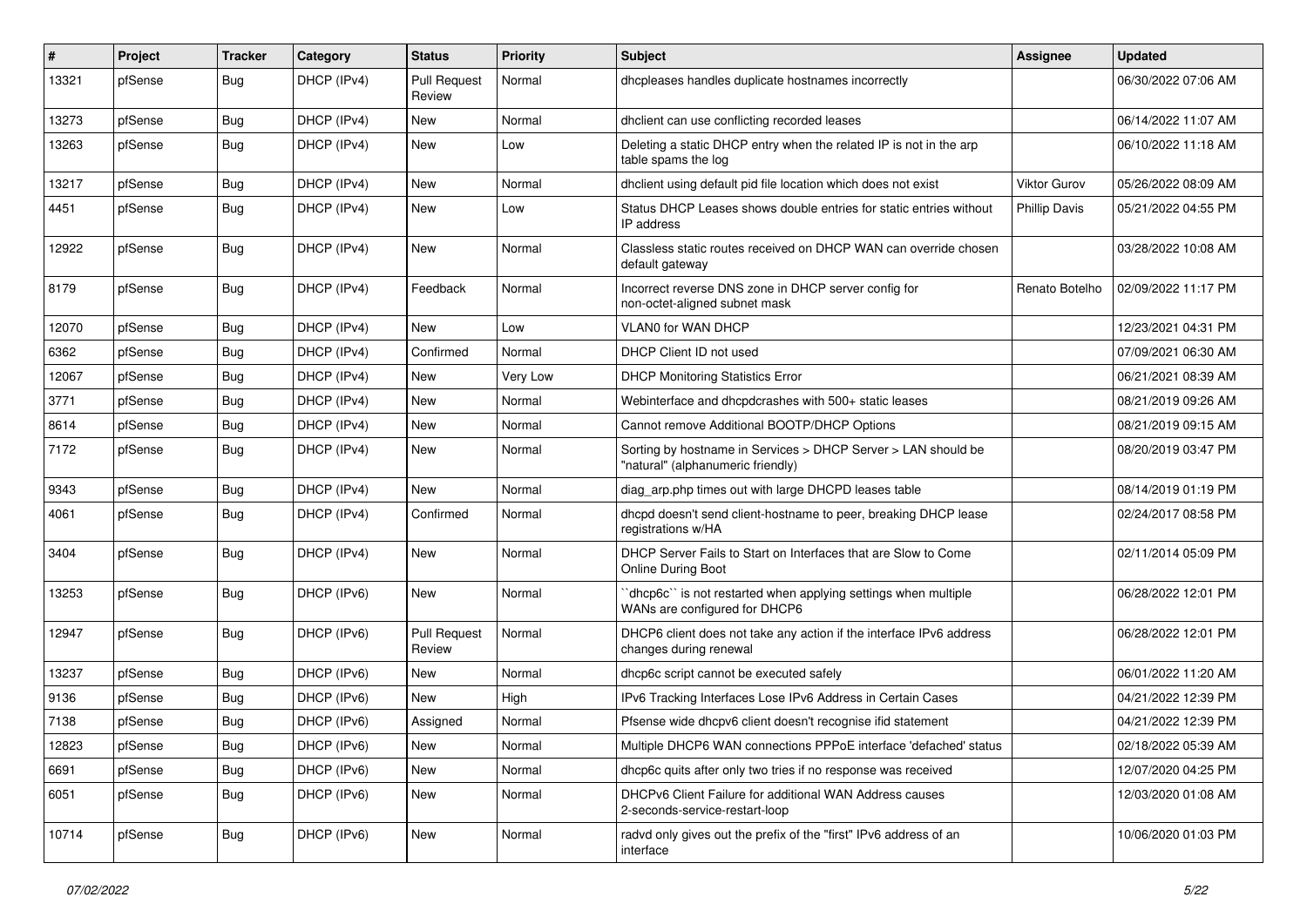| # | Project | Tracker | Category | Status | Priority | Subject | Assignee | Updated |
|---|---|---|---|---|---|---|---|---|
| 13321 | pfSense | Bug | DHCP (IPv4) | Pull Request Review | Normal | dhcpleases handles duplicate hostnames incorrectly | | 06/30/2022 07:06 AM |
| 13273 | pfSense | Bug | DHCP (IPv4) | New | Normal | dhclient can use conflicting recorded leases | | 06/14/2022 11:07 AM |
| 13263 | pfSense | Bug | DHCP (IPv4) | New | Low | Deleting a static DHCP entry when the related IP is not in the arp table spams the log | | 06/10/2022 11:18 AM |
| 13217 | pfSense | Bug | DHCP (IPv4) | New | Normal | dhclient using default pid file location which does not exist | Viktor Gurov | 05/26/2022 08:09 AM |
| 4451 | pfSense | Bug | DHCP (IPv4) | New | Low | Status DHCP Leases shows double entries for static entries without IP address | Phillip Davis | 05/21/2022 04:55 PM |
| 12922 | pfSense | Bug | DHCP (IPv4) | New | Normal | Classless static routes received on DHCP WAN can override chosen default gateway | | 03/28/2022 10:08 AM |
| 8179 | pfSense | Bug | DHCP (IPv4) | Feedback | Normal | Incorrect reverse DNS zone in DHCP server config for non-octet-aligned subnet mask | Renato Botelho | 02/09/2022 11:17 PM |
| 12070 | pfSense | Bug | DHCP (IPv4) | New | Low | VLAN0 for WAN DHCP | | 12/23/2021 04:31 PM |
| 6362 | pfSense | Bug | DHCP (IPv4) | Confirmed | Normal | DHCP Client ID not used | | 07/09/2021 06:30 AM |
| 12067 | pfSense | Bug | DHCP (IPv4) | New | Very Low | DHCP Monitoring Statistics Error | | 06/21/2021 08:39 AM |
| 3771 | pfSense | Bug | DHCP (IPv4) | New | Normal | Webinterface and dhcpdcrashes with 500+ static leases | | 08/21/2019 09:26 AM |
| 8614 | pfSense | Bug | DHCP (IPv4) | New | Normal | Cannot remove Additional BOOTP/DHCP Options | | 08/21/2019 09:15 AM |
| 7172 | pfSense | Bug | DHCP (IPv4) | New | Normal | Sorting by hostname in Services > DHCP Server > LAN should be "natural" (alphanumeric friendly) | | 08/20/2019 03:47 PM |
| 9343 | pfSense | Bug | DHCP (IPv4) | New | Normal | diag_arp.php times out with large DHCPD leases table | | 08/14/2019 01:19 PM |
| 4061 | pfSense | Bug | DHCP (IPv4) | Confirmed | Normal | dhcpd doesn't send client-hostname to peer, breaking DHCP lease registrations w/HA | | 02/24/2017 08:58 PM |
| 3404 | pfSense | Bug | DHCP (IPv4) | New | Normal | DHCP Server Fails to Start on Interfaces that are Slow to Come Online During Boot | | 02/11/2014 05:09 PM |
| 13253 | pfSense | Bug | DHCP (IPv6) | New | Normal | ``dhcp6c`` is not restarted when applying settings when multiple WANs are configured for DHCP6 | | 06/28/2022 12:01 PM |
| 12947 | pfSense | Bug | DHCP (IPv6) | Pull Request Review | Normal | DHCP6 client does not take any action if the interface IPv6 address changes during renewal | | 06/28/2022 12:01 PM |
| 13237 | pfSense | Bug | DHCP (IPv6) | New | Normal | dhcp6c script cannot be executed safely | | 06/01/2022 11:20 AM |
| 9136 | pfSense | Bug | DHCP (IPv6) | New | High | IPv6 Tracking Interfaces Lose IPv6 Address in Certain Cases | | 04/21/2022 12:39 PM |
| 7138 | pfSense | Bug | DHCP (IPv6) | Assigned | Normal | Pfsense wide dhcpv6 client doesn't recognise ifid statement | | 04/21/2022 12:39 PM |
| 12823 | pfSense | Bug | DHCP (IPv6) | New | Normal | Multiple DHCP6 WAN connections PPPoE interface 'defached' status | | 02/18/2022 05:39 AM |
| 6691 | pfSense | Bug | DHCP (IPv6) | New | Normal | dhcp6c quits after only two tries if no response was received | | 12/07/2020 04:25 PM |
| 6051 | pfSense | Bug | DHCP (IPv6) | New | Normal | DHCPv6 Client Failure for additional WAN Address causes 2-seconds-service-restart-loop | | 12/03/2020 01:08 AM |
| 10714 | pfSense | Bug | DHCP (IPv6) | New | Normal | radvd only gives out the prefix of the "first" IPv6 address of an interface | | 10/06/2020 01:03 PM |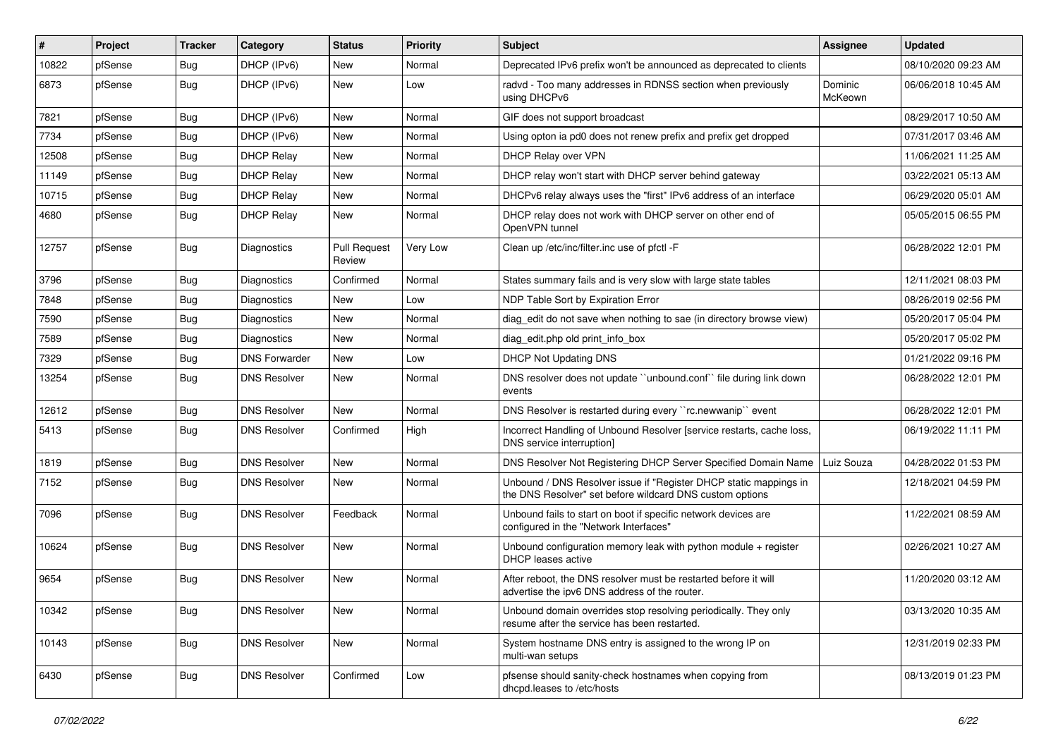| # | Project | Tracker | Category | Status | Priority | Subject | Assignee | Updated |
|---|---|---|---|---|---|---|---|---|
| 10822 | pfSense | Bug | DHCP (IPv6) | New | Normal | Deprecated IPv6 prefix won't be announced as deprecated to clients | | 08/10/2020 09:23 AM |
| 6873 | pfSense | Bug | DHCP (IPv6) | New | Low | radvd - Too many addresses in RDNSS section when previously using DHCPv6 | Dominic McKeown | 06/06/2018 10:45 AM |
| 7821 | pfSense | Bug | DHCP (IPv6) | New | Normal | GIF does not support broadcast | | 08/29/2017 10:50 AM |
| 7734 | pfSense | Bug | DHCP (IPv6) | New | Normal | Using opton ia pd0 does not renew prefix and prefix get dropped | | 07/31/2017 03:46 AM |
| 12508 | pfSense | Bug | DHCP Relay | New | Normal | DHCP Relay over VPN | | 11/06/2021 11:25 AM |
| 11149 | pfSense | Bug | DHCP Relay | New | Normal | DHCP relay won't start with DHCP server behind gateway | | 03/22/2021 05:13 AM |
| 10715 | pfSense | Bug | DHCP Relay | New | Normal | DHCPv6 relay always uses the "first" IPv6 address of an interface | | 06/29/2020 05:01 AM |
| 4680 | pfSense | Bug | DHCP Relay | New | Normal | DHCP relay does not work with DHCP server on other end of OpenVPN tunnel | | 05/05/2015 06:55 PM |
| 12757 | pfSense | Bug | Diagnostics | Pull Request Review | Very Low | Clean up /etc/inc/filter.inc use of pfctl -F | | 06/28/2022 12:01 PM |
| 3796 | pfSense | Bug | Diagnostics | Confirmed | Normal | States summary fails and is very slow with large state tables | | 12/11/2021 08:03 PM |
| 7848 | pfSense | Bug | Diagnostics | New | Low | NDP Table Sort by Expiration Error | | 08/26/2019 02:56 PM |
| 7590 | pfSense | Bug | Diagnostics | New | Normal | diag_edit do not save when nothing to sae (in directory browse view) | | 05/20/2017 05:04 PM |
| 7589 | pfSense | Bug | Diagnostics | New | Normal | diag_edit.php old print_info_box | | 05/20/2017 05:02 PM |
| 7329 | pfSense | Bug | DNS Forwarder | New | Low | DHCP Not Updating DNS | | 01/21/2022 09:16 PM |
| 13254 | pfSense | Bug | DNS Resolver | New | Normal | DNS resolver does not update ``unbound.conf`` file during link down events | | 06/28/2022 12:01 PM |
| 12612 | pfSense | Bug | DNS Resolver | New | Normal | DNS Resolver is restarted during every ``rc.newwanip`` event | | 06/28/2022 12:01 PM |
| 5413 | pfSense | Bug | DNS Resolver | Confirmed | High | Incorrect Handling of Unbound Resolver [service restarts, cache loss, DNS service interruption] | | 06/19/2022 11:11 PM |
| 1819 | pfSense | Bug | DNS Resolver | New | Normal | DNS Resolver Not Registering DHCP Server Specified Domain Name | Luiz Souza | 04/28/2022 01:53 PM |
| 7152 | pfSense | Bug | DNS Resolver | New | Normal | Unbound / DNS Resolver issue if "Register DHCP static mappings in the DNS Resolver" set before wildcard DNS custom options | | 12/18/2021 04:59 PM |
| 7096 | pfSense | Bug | DNS Resolver | Feedback | Normal | Unbound fails to start on boot if specific network devices are configured in the "Network Interfaces" | | 11/22/2021 08:59 AM |
| 10624 | pfSense | Bug | DNS Resolver | New | Normal | Unbound configuration memory leak with python module + register DHCP leases active | | 02/26/2021 10:27 AM |
| 9654 | pfSense | Bug | DNS Resolver | New | Normal | After reboot, the DNS resolver must be restarted before it will advertise the ipv6 DNS address of the router. | | 11/20/2020 03:12 AM |
| 10342 | pfSense | Bug | DNS Resolver | New | Normal | Unbound domain overrides stop resolving periodically. They only resume after the service has been restarted. | | 03/13/2020 10:35 AM |
| 10143 | pfSense | Bug | DNS Resolver | New | Normal | System hostname DNS entry is assigned to the wrong IP on multi-wan setups | | 12/31/2019 02:33 PM |
| 6430 | pfSense | Bug | DNS Resolver | Confirmed | Low | pfsense should sanity-check hostnames when copying from dhcpd.leases to /etc/hosts | | 08/13/2019 01:23 PM |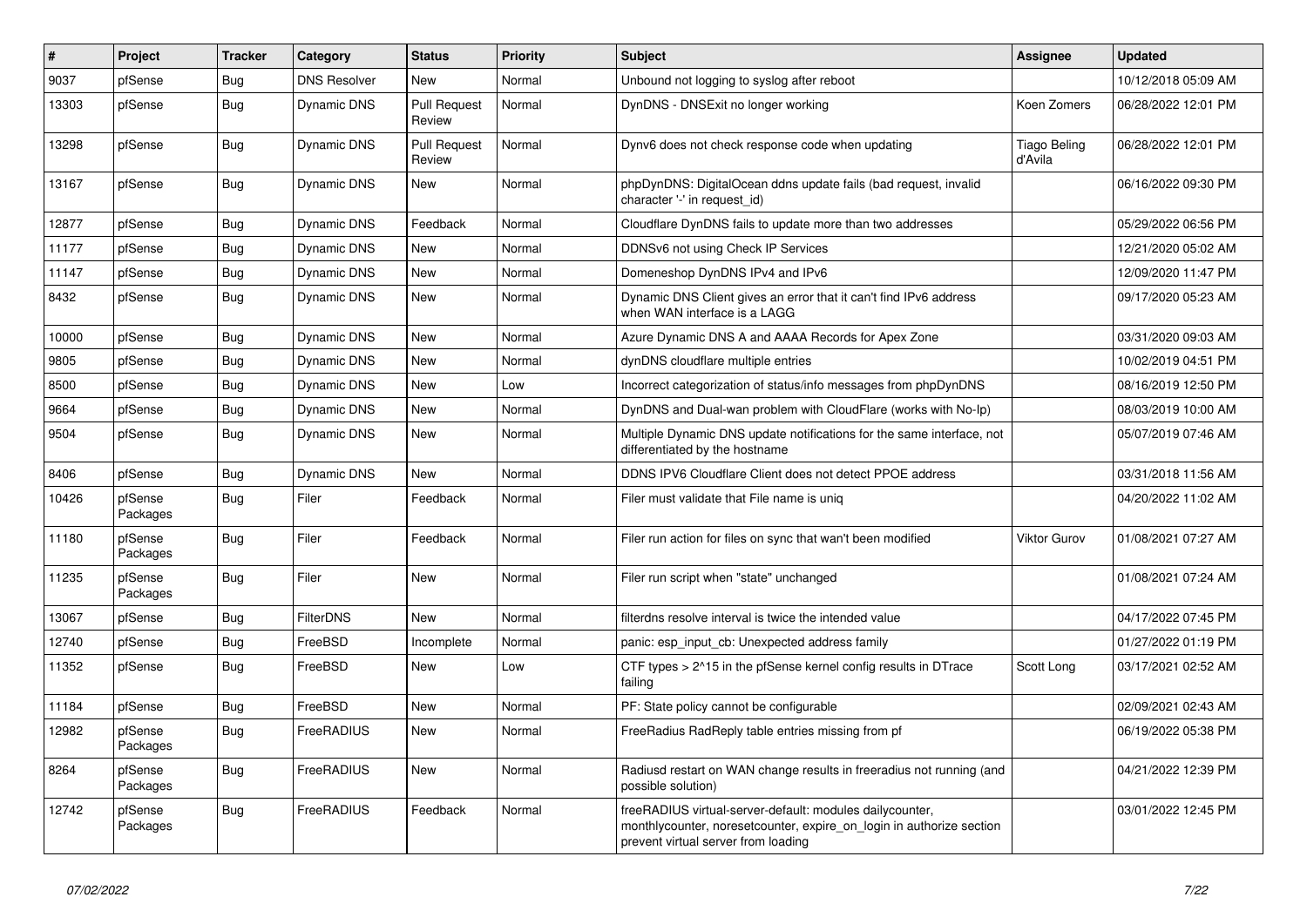| # | Project | Tracker | Category | Status | Priority | Subject | Assignee | Updated |
|---|---|---|---|---|---|---|---|---|
| 9037 | pfSense | Bug | DNS Resolver | New | Normal | Unbound not logging to syslog after reboot | | 10/12/2018 05:09 AM |
| 13303 | pfSense | Bug | Dynamic DNS | Pull Request Review | Normal | DynDNS - DNSExit no longer working | Koen Zomers | 06/28/2022 12:01 PM |
| 13298 | pfSense | Bug | Dynamic DNS | Pull Request Review | Normal | Dynv6 does not check response code when updating | Tiago Beling d'Avila | 06/28/2022 12:01 PM |
| 13167 | pfSense | Bug | Dynamic DNS | New | Normal | phpDynDNS: DigitalOcean ddns update fails (bad request, invalid character '-' in request_id) | | 06/16/2022 09:30 PM |
| 12877 | pfSense | Bug | Dynamic DNS | Feedback | Normal | Cloudflare DynDNS fails to update more than two addresses | | 05/29/2022 06:56 PM |
| 11177 | pfSense | Bug | Dynamic DNS | New | Normal | DDNSv6 not using Check IP Services | | 12/21/2020 05:02 AM |
| 11147 | pfSense | Bug | Dynamic DNS | New | Normal | Domeneshop DynDNS IPv4 and IPv6 | | 12/09/2020 11:47 PM |
| 8432 | pfSense | Bug | Dynamic DNS | New | Normal | Dynamic DNS Client gives an error that it can't find IPv6 address when WAN interface is a LAGG | | 09/17/2020 05:23 AM |
| 10000 | pfSense | Bug | Dynamic DNS | New | Normal | Azure Dynamic DNS A and AAAA Records for Apex Zone | | 03/31/2020 09:03 AM |
| 9805 | pfSense | Bug | Dynamic DNS | New | Normal | dynDNS cloudflare multiple entries | | 10/02/2019 04:51 PM |
| 8500 | pfSense | Bug | Dynamic DNS | New | Low | Incorrect categorization of status/info messages from phpDynDNS | | 08/16/2019 12:50 PM |
| 9664 | pfSense | Bug | Dynamic DNS | New | Normal | DynDNS and Dual-wan problem with CloudFlare (works with No-Ip) | | 08/03/2019 10:00 AM |
| 9504 | pfSense | Bug | Dynamic DNS | New | Normal | Multiple Dynamic DNS update notifications for the same interface, not differentiated by the hostname | | 05/07/2019 07:46 AM |
| 8406 | pfSense | Bug | Dynamic DNS | New | Normal | DDNS IPV6 Cloudflare Client does not detect PPOE address | | 03/31/2018 11:56 AM |
| 10426 | pfSense Packages | Bug | Filer | Feedback | Normal | Filer must validate that File name is uniq | | 04/20/2022 11:02 AM |
| 11180 | pfSense Packages | Bug | Filer | Feedback | Normal | Filer run action for files on sync that wan't been modified | Viktor Gurov | 01/08/2021 07:27 AM |
| 11235 | pfSense Packages | Bug | Filer | New | Normal | Filer run script when "state" unchanged | | 01/08/2021 07:24 AM |
| 13067 | pfSense | Bug | FilterDNS | New | Normal | filterdns resolve interval is twice the intended value | | 04/17/2022 07:45 PM |
| 12740 | pfSense | Bug | FreeBSD | Incomplete | Normal | panic: esp_input_cb: Unexpected address family | | 01/27/2022 01:19 PM |
| 11352 | pfSense | Bug | FreeBSD | New | Low | CTF types > 2^15 in the pfSense kernel config results in DTrace failing | Scott Long | 03/17/2021 02:52 AM |
| 11184 | pfSense | Bug | FreeBSD | New | Normal | PF: State policy cannot be configurable | | 02/09/2021 02:43 AM |
| 12982 | pfSense Packages | Bug | FreeRADIUS | New | Normal | FreeRadius RadReply table entries missing from pf | | 06/19/2022 05:38 PM |
| 8264 | pfSense Packages | Bug | FreeRADIUS | New | Normal | Radiusd restart on WAN change results in freeradius not running (and possible solution) | | 04/21/2022 12:39 PM |
| 12742 | pfSense Packages | Bug | FreeRADIUS | Feedback | Normal | freeRADIUS virtual-server-default: modules dailycounter, monthlycounter, noresetcounter, expire_on_login in authorize section prevent virtual server from loading | | 03/01/2022 12:45 PM |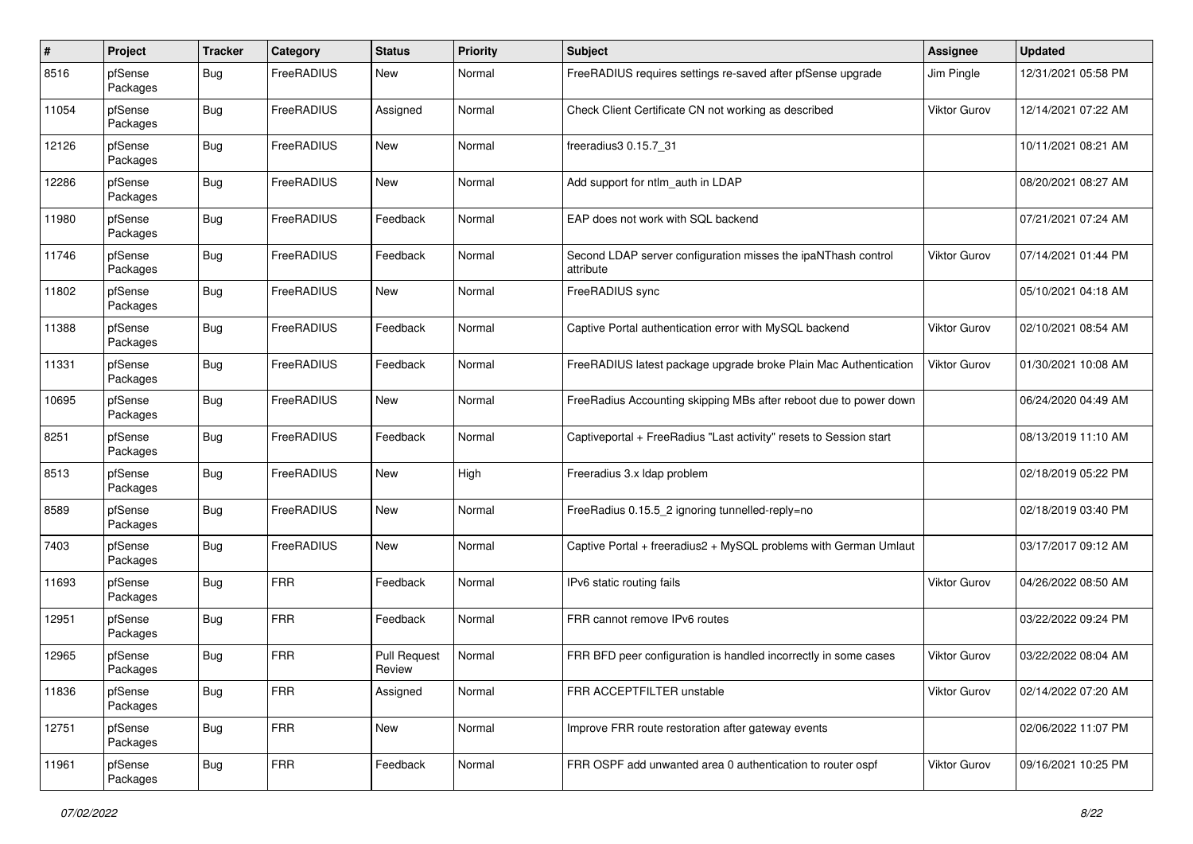| # | Project | Tracker | Category | Status | Priority | Subject | Assignee | Updated |
|---|---|---|---|---|---|---|---|---|
| 8516 | pfSense Packages | Bug | FreeRADIUS | New | Normal | FreeRADIUS requires settings re-saved after pfSense upgrade | Jim Pingle | 12/31/2021 05:58 PM |
| 11054 | pfSense Packages | Bug | FreeRADIUS | Assigned | Normal | Check Client Certificate CN not working as described | Viktor Gurov | 12/14/2021 07:22 AM |
| 12126 | pfSense Packages | Bug | FreeRADIUS | New | Normal | freeradius3 0.15.7_31 | | 10/11/2021 08:21 AM |
| 12286 | pfSense Packages | Bug | FreeRADIUS | New | Normal | Add support for ntlm_auth in LDAP | | 08/20/2021 08:27 AM |
| 11980 | pfSense Packages | Bug | FreeRADIUS | Feedback | Normal | EAP does not work with SQL backend | | 07/21/2021 07:24 AM |
| 11746 | pfSense Packages | Bug | FreeRADIUS | Feedback | Normal | Second LDAP server configuration misses the ipaNThash control attribute | Viktor Gurov | 07/14/2021 01:44 PM |
| 11802 | pfSense Packages | Bug | FreeRADIUS | New | Normal | FreeRADIUS sync | | 05/10/2021 04:18 AM |
| 11388 | pfSense Packages | Bug | FreeRADIUS | Feedback | Normal | Captive Portal authentication error with MySQL backend | Viktor Gurov | 02/10/2021 08:54 AM |
| 11331 | pfSense Packages | Bug | FreeRADIUS | Feedback | Normal | FreeRADIUS latest package upgrade broke Plain Mac Authentication | Viktor Gurov | 01/30/2021 10:08 AM |
| 10695 | pfSense Packages | Bug | FreeRADIUS | New | Normal | FreeRadius Accounting skipping MBs after reboot due to power down | | 06/24/2020 04:49 AM |
| 8251 | pfSense Packages | Bug | FreeRADIUS | Feedback | Normal | Captiveportal + FreeRadius "Last activity" resets to Session start | | 08/13/2019 11:10 AM |
| 8513 | pfSense Packages | Bug | FreeRADIUS | New | High | Freeradius 3.x ldap problem | | 02/18/2019 05:22 PM |
| 8589 | pfSense Packages | Bug | FreeRADIUS | New | Normal | FreeRadius 0.15.5_2 ignoring tunnelled-reply=no | | 02/18/2019 03:40 PM |
| 7403 | pfSense Packages | Bug | FreeRADIUS | New | Normal | Captive Portal + freeradius2 + MySQL problems with German Umlaut | | 03/17/2017 09:12 AM |
| 11693 | pfSense Packages | Bug | FRR | Feedback | Normal | IPv6 static routing fails | Viktor Gurov | 04/26/2022 08:50 AM |
| 12951 | pfSense Packages | Bug | FRR | Feedback | Normal | FRR cannot remove IPv6 routes | | 03/22/2022 09:24 PM |
| 12965 | pfSense Packages | Bug | FRR | Pull Request Review | Normal | FRR BFD peer configuration is handled incorrectly in some cases | Viktor Gurov | 03/22/2022 08:04 AM |
| 11836 | pfSense Packages | Bug | FRR | Assigned | Normal | FRR ACCEPTFILTER unstable | Viktor Gurov | 02/14/2022 07:20 AM |
| 12751 | pfSense Packages | Bug | FRR | New | Normal | Improve FRR route restoration after gateway events | | 02/06/2022 11:07 PM |
| 11961 | pfSense Packages | Bug | FRR | Feedback | Normal | FRR OSPF add unwanted area 0 authentication to router ospf | Viktor Gurov | 09/16/2021 10:25 PM |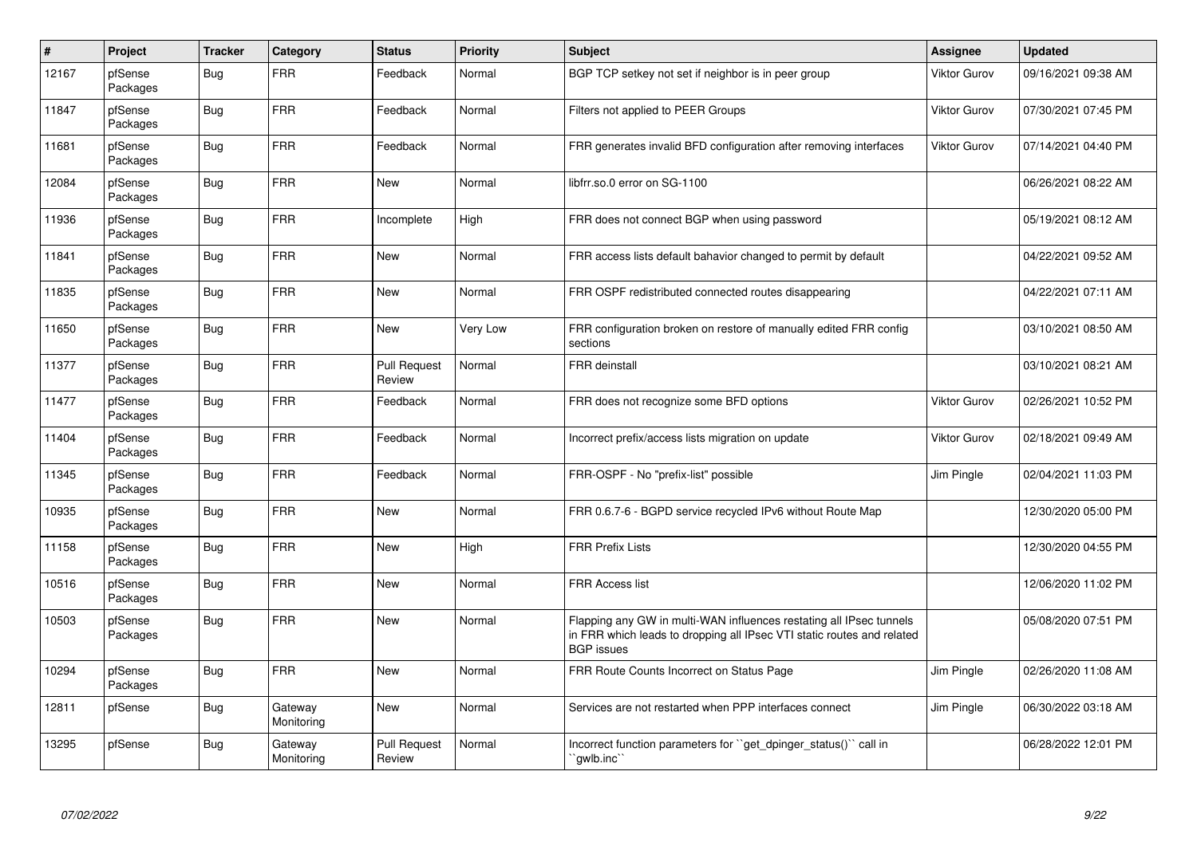| # | Project | Tracker | Category | Status | Priority | Subject | Assignee | Updated |
|---|---|---|---|---|---|---|---|---|
| 12167 | pfSense Packages | Bug | FRR | Feedback | Normal | BGP TCP setkey not set if neighbor is in peer group | Viktor Gurov | 09/16/2021 09:38 AM |
| 11847 | pfSense Packages | Bug | FRR | Feedback | Normal | Filters not applied to PEER Groups | Viktor Gurov | 07/30/2021 07:45 PM |
| 11681 | pfSense Packages | Bug | FRR | Feedback | Normal | FRR generates invalid BFD configuration after removing interfaces | Viktor Gurov | 07/14/2021 04:40 PM |
| 12084 | pfSense Packages | Bug | FRR | New | Normal | libfrr.so.0 error on SG-1100 | | 06/26/2021 08:22 AM |
| 11936 | pfSense Packages | Bug | FRR | Incomplete | High | FRR does not connect BGP when using password | | 05/19/2021 08:12 AM |
| 11841 | pfSense Packages | Bug | FRR | New | Normal | FRR access lists default bahavior changed to permit by default | | 04/22/2021 09:52 AM |
| 11835 | pfSense Packages | Bug | FRR | New | Normal | FRR OSPF redistributed connected routes disappearing | | 04/22/2021 07:11 AM |
| 11650 | pfSense Packages | Bug | FRR | New | Very Low | FRR configuration broken on restore of manually edited FRR config sections | | 03/10/2021 08:50 AM |
| 11377 | pfSense Packages | Bug | FRR | Pull Request Review | Normal | FRR deinstall | | 03/10/2021 08:21 AM |
| 11477 | pfSense Packages | Bug | FRR | Feedback | Normal | FRR does not recognize some BFD options | Viktor Gurov | 02/26/2021 10:52 PM |
| 11404 | pfSense Packages | Bug | FRR | Feedback | Normal | Incorrect prefix/access lists migration on update | Viktor Gurov | 02/18/2021 09:49 AM |
| 11345 | pfSense Packages | Bug | FRR | Feedback | Normal | FRR-OSPF - No "prefix-list" possible | Jim Pingle | 02/04/2021 11:03 PM |
| 10935 | pfSense Packages | Bug | FRR | New | Normal | FRR 0.6.7-6 - BGPD service recycled IPv6 without Route Map | | 12/30/2020 05:00 PM |
| 11158 | pfSense Packages | Bug | FRR | New | High | FRR Prefix Lists | | 12/30/2020 04:55 PM |
| 10516 | pfSense Packages | Bug | FRR | New | Normal | FRR Access list | | 12/06/2020 11:02 PM |
| 10503 | pfSense Packages | Bug | FRR | New | Normal | Flapping any GW in multi-WAN influences restating all IPsec tunnels in FRR which leads to dropping all IPsec VTI static routes and related BGP issues | | 05/08/2020 07:51 PM |
| 10294 | pfSense Packages | Bug | FRR | New | Normal | FRR Route Counts Incorrect on Status Page | Jim Pingle | 02/26/2020 11:08 AM |
| 12811 | pfSense | Bug | Gateway Monitoring | New | Normal | Services are not restarted when PPP interfaces connect | Jim Pingle | 06/30/2022 03:18 AM |
| 13295 | pfSense | Bug | Gateway Monitoring | Pull Request Review | Normal | Incorrect function parameters for ``get_dpinger_status()`` call in ``gwlb.inc`` | | 06/28/2022 12:01 PM |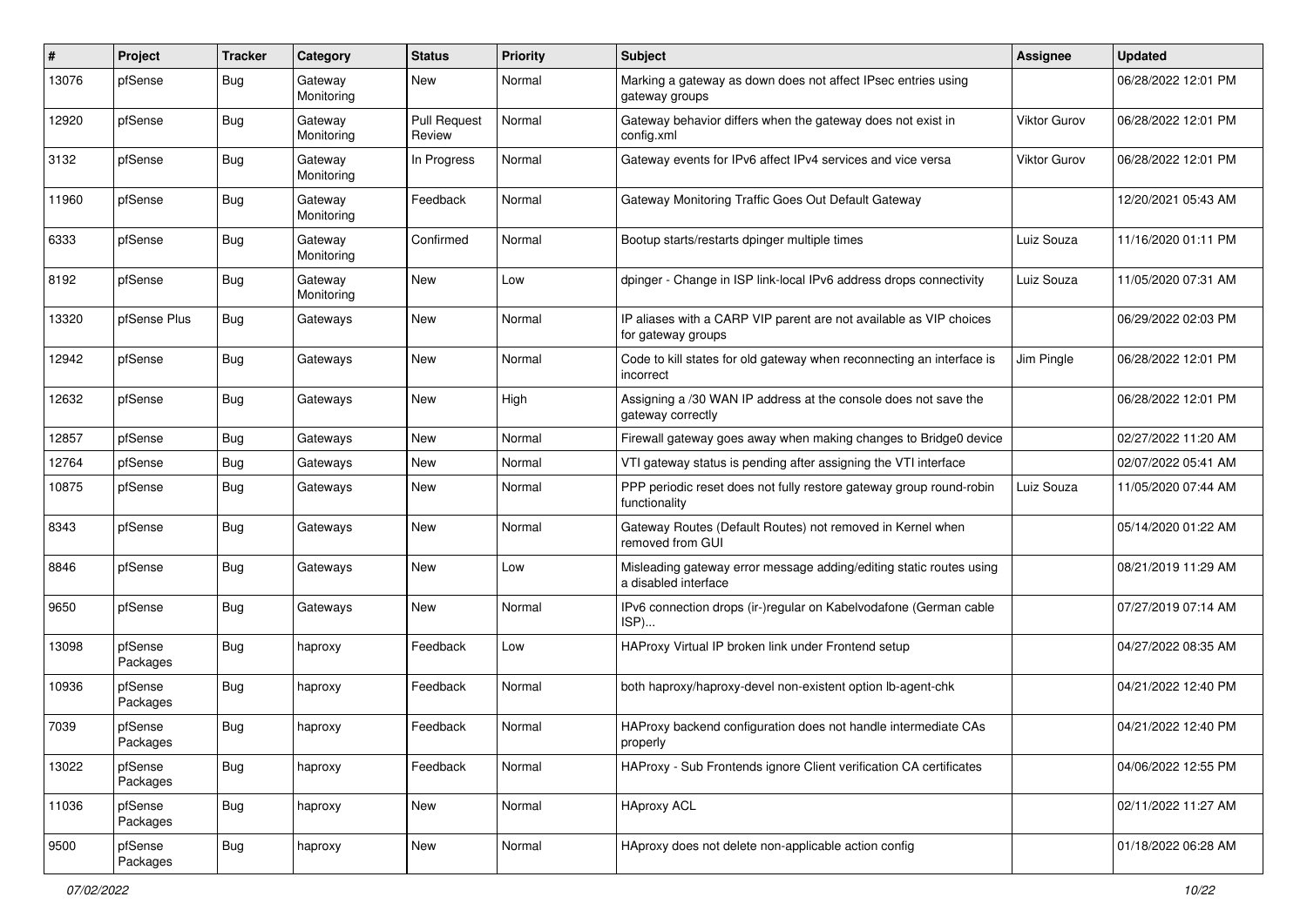| # | Project | Tracker | Category | Status | Priority | Subject | Assignee | Updated |
|---|---|---|---|---|---|---|---|---|
| 13076 | pfSense | Bug | Gateway Monitoring | New | Normal | Marking a gateway as down does not affect IPsec entries using gateway groups | | 06/28/2022 12:01 PM |
| 12920 | pfSense | Bug | Gateway Monitoring | Pull Request Review | Normal | Gateway behavior differs when the gateway does not exist in config.xml | Viktor Gurov | 06/28/2022 12:01 PM |
| 3132 | pfSense | Bug | Gateway Monitoring | In Progress | Normal | Gateway events for IPv6 affect IPv4 services and vice versa | Viktor Gurov | 06/28/2022 12:01 PM |
| 11960 | pfSense | Bug | Gateway Monitoring | Feedback | Normal | Gateway Monitoring Traffic Goes Out Default Gateway | | 12/20/2021 05:43 AM |
| 6333 | pfSense | Bug | Gateway Monitoring | Confirmed | Normal | Bootup starts/restarts dpinger multiple times | Luiz Souza | 11/16/2020 01:11 PM |
| 8192 | pfSense | Bug | Gateway Monitoring | New | Low | dpinger - Change in ISP link-local IPv6 address drops connectivity | Luiz Souza | 11/05/2020 07:31 AM |
| 13320 | pfSense Plus | Bug | Gateways | New | Normal | IP aliases with a CARP VIP parent are not available as VIP choices for gateway groups | | 06/29/2022 02:03 PM |
| 12942 | pfSense | Bug | Gateways | New | Normal | Code to kill states for old gateway when reconnecting an interface is incorrect | Jim Pingle | 06/28/2022 12:01 PM |
| 12632 | pfSense | Bug | Gateways | New | High | Assigning a /30 WAN IP address at the console does not save the gateway correctly | | 06/28/2022 12:01 PM |
| 12857 | pfSense | Bug | Gateways | New | Normal | Firewall gateway goes away when making changes to Bridge0 device | | 02/27/2022 11:20 AM |
| 12764 | pfSense | Bug | Gateways | New | Normal | VTI gateway status is pending after assigning the VTI interface | | 02/07/2022 05:41 AM |
| 10875 | pfSense | Bug | Gateways | New | Normal | PPP periodic reset does not fully restore gateway group round-robin functionality | Luiz Souza | 11/05/2020 07:44 AM |
| 8343 | pfSense | Bug | Gateways | New | Normal | Gateway Routes (Default Routes) not removed in Kernel when removed from GUI | | 05/14/2020 01:22 AM |
| 8846 | pfSense | Bug | Gateways | New | Low | Misleading gateway error message adding/editing static routes using a disabled interface | | 08/21/2019 11:29 AM |
| 9650 | pfSense | Bug | Gateways | New | Normal | IPv6 connection drops (ir-)regular on Kabelvodafone (German cable ISP)... | | 07/27/2019 07:14 AM |
| 13098 | pfSense Packages | Bug | haproxy | Feedback | Low | HAProxy Virtual IP broken link under Frontend setup | | 04/27/2022 08:35 AM |
| 10936 | pfSense Packages | Bug | haproxy | Feedback | Normal | both haproxy/haproxy-devel non-existent option lb-agent-chk | | 04/21/2022 12:40 PM |
| 7039 | pfSense Packages | Bug | haproxy | Feedback | Normal | HAProxy backend configuration does not handle intermediate CAs properly | | 04/21/2022 12:40 PM |
| 13022 | pfSense Packages | Bug | haproxy | Feedback | Normal | HAProxy - Sub Frontends ignore Client verification CA certificates | | 04/06/2022 12:55 PM |
| 11036 | pfSense Packages | Bug | haproxy | New | Normal | HAproxy ACL | | 02/11/2022 11:27 AM |
| 9500 | pfSense Packages | Bug | haproxy | New | Normal | HAproxy does not delete non-applicable action config | | 01/18/2022 06:28 AM |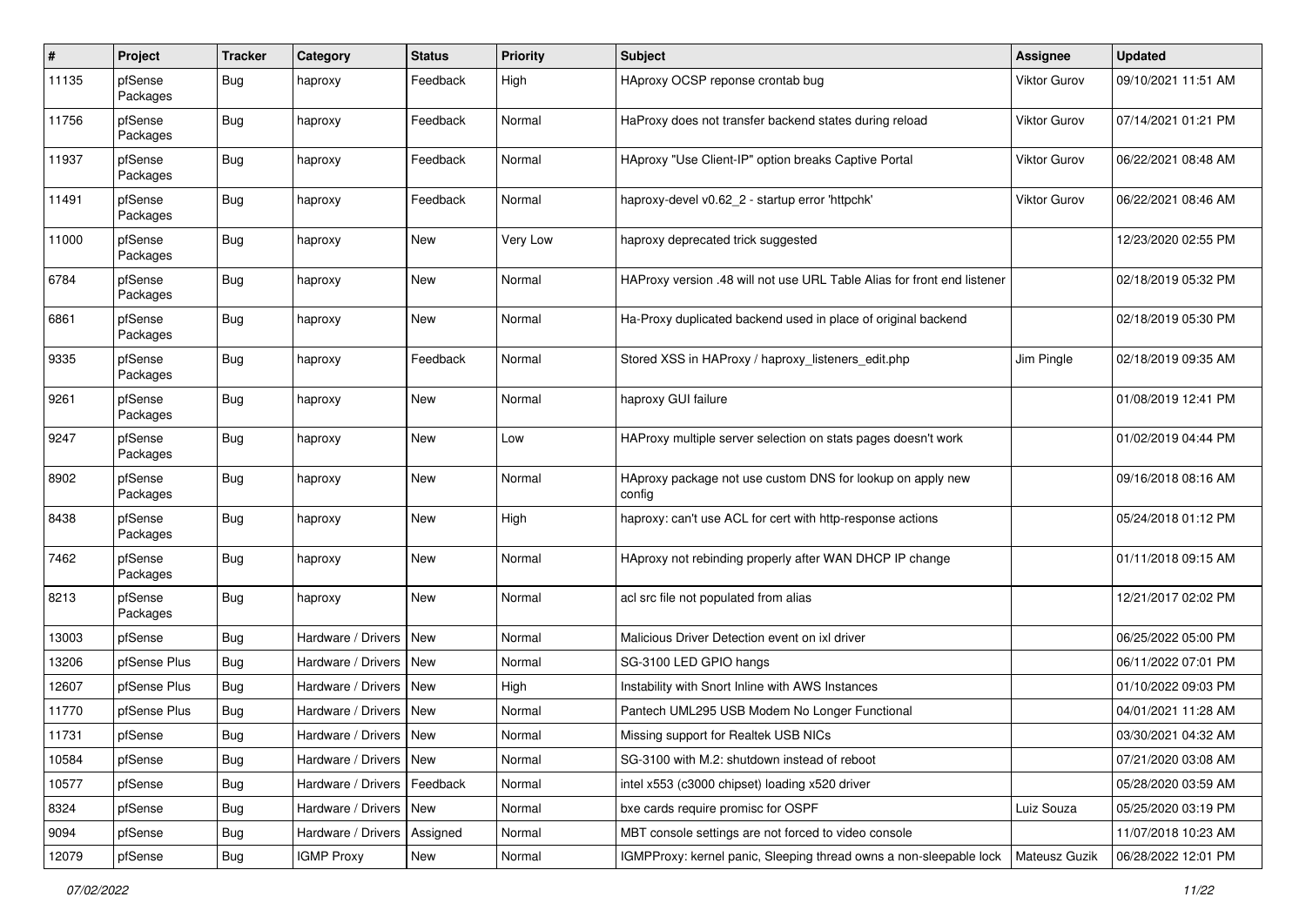| # | Project | Tracker | Category | Status | Priority | Subject | Assignee | Updated |
|---|---|---|---|---|---|---|---|---|
| 11135 | pfSense Packages | Bug | haproxy | Feedback | High | HAproxy OCSP reponse crontab bug | Viktor Gurov | 09/10/2021 11:51 AM |
| 11756 | pfSense Packages | Bug | haproxy | Feedback | Normal | HaProxy does not transfer backend states during reload | Viktor Gurov | 07/14/2021 01:21 PM |
| 11937 | pfSense Packages | Bug | haproxy | Feedback | Normal | HAproxy "Use Client-IP" option breaks Captive Portal | Viktor Gurov | 06/22/2021 08:48 AM |
| 11491 | pfSense Packages | Bug | haproxy | Feedback | Normal | haproxy-devel v0.62_2 - startup error 'httpchk' | Viktor Gurov | 06/22/2021 08:46 AM |
| 11000 | pfSense Packages | Bug | haproxy | New | Very Low | haproxy deprecated trick suggested | | 12/23/2020 02:55 PM |
| 6784 | pfSense Packages | Bug | haproxy | New | Normal | HAProxy version .48 will not use URL Table Alias for front end listener | | 02/18/2019 05:32 PM |
| 6861 | pfSense Packages | Bug | haproxy | New | Normal | Ha-Proxy duplicated backend used in place of original backend | | 02/18/2019 05:30 PM |
| 9335 | pfSense Packages | Bug | haproxy | Feedback | Normal | Stored XSS in HAProxy / haproxy_listeners_edit.php | Jim Pingle | 02/18/2019 09:35 AM |
| 9261 | pfSense Packages | Bug | haproxy | New | Normal | haproxy GUI failure | | 01/08/2019 12:41 PM |
| 9247 | pfSense Packages | Bug | haproxy | New | Low | HAProxy multiple server selection on stats pages doesn't work | | 01/02/2019 04:44 PM |
| 8902 | pfSense Packages | Bug | haproxy | New | Normal | HAproxy package not use custom DNS for lookup on apply new config | | 09/16/2018 08:16 AM |
| 8438 | pfSense Packages | Bug | haproxy | New | High | haproxy: can't use ACL for cert with http-response actions | | 05/24/2018 01:12 PM |
| 7462 | pfSense Packages | Bug | haproxy | New | Normal | HAproxy not rebinding properly after WAN DHCP IP change | | 01/11/2018 09:15 AM |
| 8213 | pfSense Packages | Bug | haproxy | New | Normal | acl src file not populated from alias | | 12/21/2017 02:02 PM |
| 13003 | pfSense | Bug | Hardware / Drivers | New | Normal | Malicious Driver Detection event on ixl driver | | 06/25/2022 05:00 PM |
| 13206 | pfSense Plus | Bug | Hardware / Drivers | New | Normal | SG-3100 LED GPIO hangs | | 06/11/2022 07:01 PM |
| 12607 | pfSense Plus | Bug | Hardware / Drivers | New | High | Instability with Snort Inline with AWS Instances | | 01/10/2022 09:03 PM |
| 11770 | pfSense Plus | Bug | Hardware / Drivers | New | Normal | Pantech UML295 USB Modem No Longer Functional | | 04/01/2021 11:28 AM |
| 11731 | pfSense | Bug | Hardware / Drivers | New | Normal | Missing support for Realtek USB NICs | | 03/30/2021 04:32 AM |
| 10584 | pfSense | Bug | Hardware / Drivers | New | Normal | SG-3100 with M.2: shutdown instead of reboot | | 07/21/2020 03:08 AM |
| 10577 | pfSense | Bug | Hardware / Drivers | Feedback | Normal | intel x553 (c3000 chipset) loading x520 driver | | 05/28/2020 03:59 AM |
| 8324 | pfSense | Bug | Hardware / Drivers | New | Normal | bxe cards require promisc for OSPF | Luiz Souza | 05/25/2020 03:19 PM |
| 9094 | pfSense | Bug | Hardware / Drivers | Assigned | Normal | MBT console settings are not forced to video console | | 11/07/2018 10:23 AM |
| 12079 | pfSense | Bug | IGMP Proxy | New | Normal | IGMPProxy: kernel panic, Sleeping thread owns a non-sleepable lock | Mateusz Guzik | 06/28/2022 12:01 PM |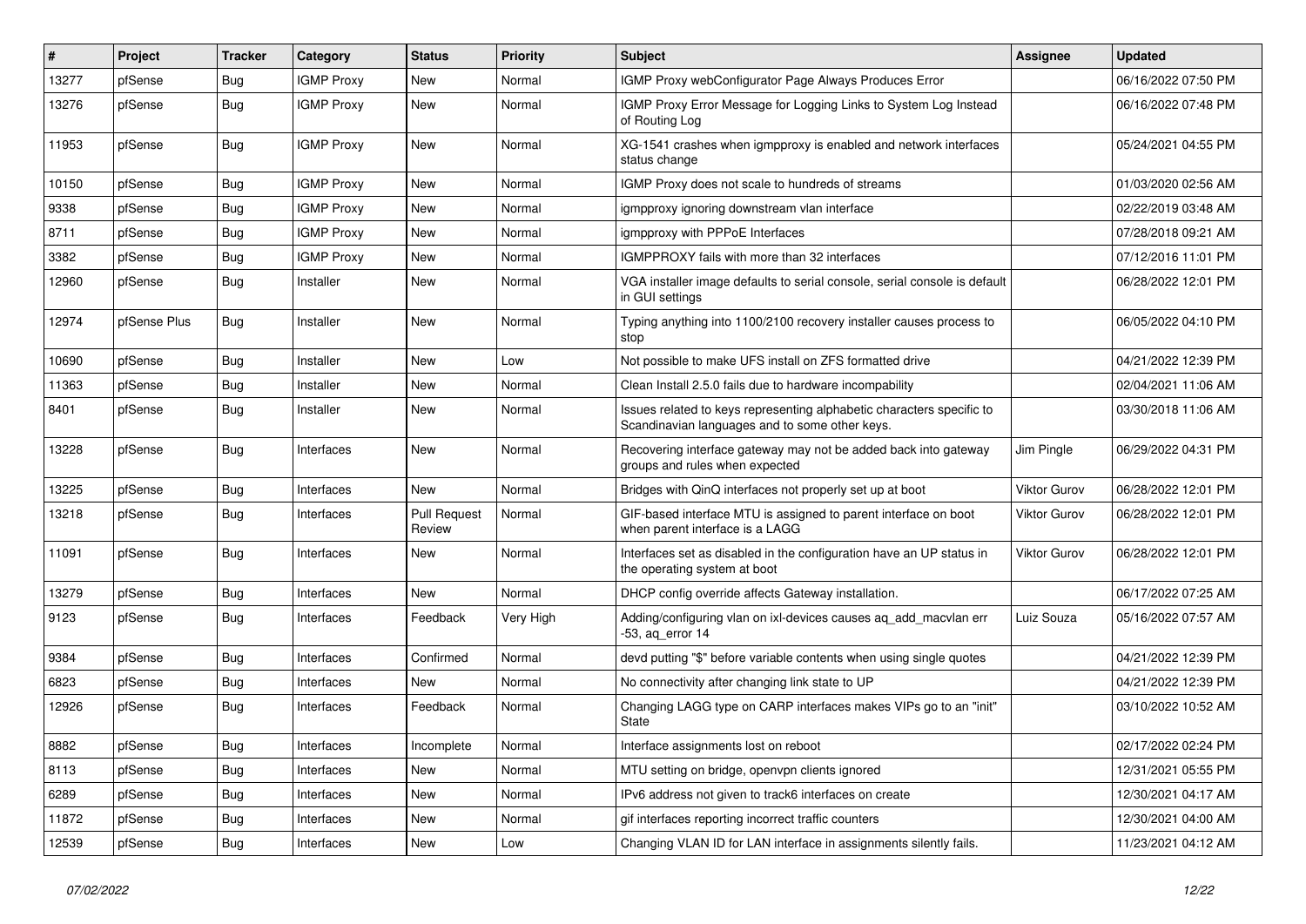| # | Project | Tracker | Category | Status | Priority | Subject | Assignee | Updated |
|---|---|---|---|---|---|---|---|---|
| 13277 | pfSense | Bug | IGMP Proxy | New | Normal | IGMP Proxy webConfigurator Page Always Produces Error | | 06/16/2022 07:50 PM |
| 13276 | pfSense | Bug | IGMP Proxy | New | Normal | IGMP Proxy Error Message for Logging Links to System Log Instead of Routing Log | | 06/16/2022 07:48 PM |
| 11953 | pfSense | Bug | IGMP Proxy | New | Normal | XG-1541 crashes when igmpproxy is enabled and network interfaces status change | | 05/24/2021 04:55 PM |
| 10150 | pfSense | Bug | IGMP Proxy | New | Normal | IGMP Proxy does not scale to hundreds of streams | | 01/03/2020 02:56 AM |
| 9338 | pfSense | Bug | IGMP Proxy | New | Normal | igmpproxy ignoring downstream vlan interface | | 02/22/2019 03:48 AM |
| 8711 | pfSense | Bug | IGMP Proxy | New | Normal | igmpproxy with PPPoE Interfaces | | 07/28/2018 09:21 AM |
| 3382 | pfSense | Bug | IGMP Proxy | New | Normal | IGMPPROXY fails with more than 32 interfaces | | 07/12/2016 11:01 PM |
| 12960 | pfSense | Bug | Installer | New | Normal | VGA installer image defaults to serial console, serial console is default in GUI settings | | 06/28/2022 12:01 PM |
| 12974 | pfSense Plus | Bug | Installer | New | Normal | Typing anything into 1100/2100 recovery installer causes process to stop | | 06/05/2022 04:10 PM |
| 10690 | pfSense | Bug | Installer | New | Low | Not possible to make UFS install on ZFS formatted drive | | 04/21/2022 12:39 PM |
| 11363 | pfSense | Bug | Installer | New | Normal | Clean Install 2.5.0 fails due to hardware incompability | | 02/04/2021 11:06 AM |
| 8401 | pfSense | Bug | Installer | New | Normal | Issues related to keys representing alphabetic characters specific to Scandinavian languages and to some other keys. | | 03/30/2018 11:06 AM |
| 13228 | pfSense | Bug | Interfaces | New | Normal | Recovering interface gateway may not be added back into gateway groups and rules when expected | Jim Pingle | 06/29/2022 04:31 PM |
| 13225 | pfSense | Bug | Interfaces | New | Normal | Bridges with QinQ interfaces not properly set up at boot | Viktor Gurov | 06/28/2022 12:01 PM |
| 13218 | pfSense | Bug | Interfaces | Pull Request Review | Normal | GIF-based interface MTU is assigned to parent interface on boot when parent interface is a LAGG | Viktor Gurov | 06/28/2022 12:01 PM |
| 11091 | pfSense | Bug | Interfaces | New | Normal | Interfaces set as disabled in the configuration have an UP status in the operating system at boot | Viktor Gurov | 06/28/2022 12:01 PM |
| 13279 | pfSense | Bug | Interfaces | New | Normal | DHCP config override affects Gateway installation. | | 06/17/2022 07:25 AM |
| 9123 | pfSense | Bug | Interfaces | Feedback | Very High | Adding/configuring vlan on ixl-devices causes aq_add_macvlan err -53, aq_error 14 | Luiz Souza | 05/16/2022 07:57 AM |
| 9384 | pfSense | Bug | Interfaces | Confirmed | Normal | devd putting "$" before variable contents when using single quotes | | 04/21/2022 12:39 PM |
| 6823 | pfSense | Bug | Interfaces | New | Normal | No connectivity after changing link state to UP | | 04/21/2022 12:39 PM |
| 12926 | pfSense | Bug | Interfaces | Feedback | Normal | Changing LAGG type on CARP interfaces makes VIPs go to an "init" State | | 03/10/2022 10:52 AM |
| 8882 | pfSense | Bug | Interfaces | Incomplete | Normal | Interface assignments lost on reboot | | 02/17/2022 02:24 PM |
| 8113 | pfSense | Bug | Interfaces | New | Normal | MTU setting on bridge, openvpn clients ignored | | 12/31/2021 05:55 PM |
| 6289 | pfSense | Bug | Interfaces | New | Normal | IPv6 address not given to track6 interfaces on create | | 12/30/2021 04:17 AM |
| 11872 | pfSense | Bug | Interfaces | New | Normal | gif interfaces reporting incorrect traffic counters | | 12/30/2021 04:00 AM |
| 12539 | pfSense | Bug | Interfaces | New | Low | Changing VLAN ID for LAN interface in assignments silently fails. | | 11/23/2021 04:12 AM |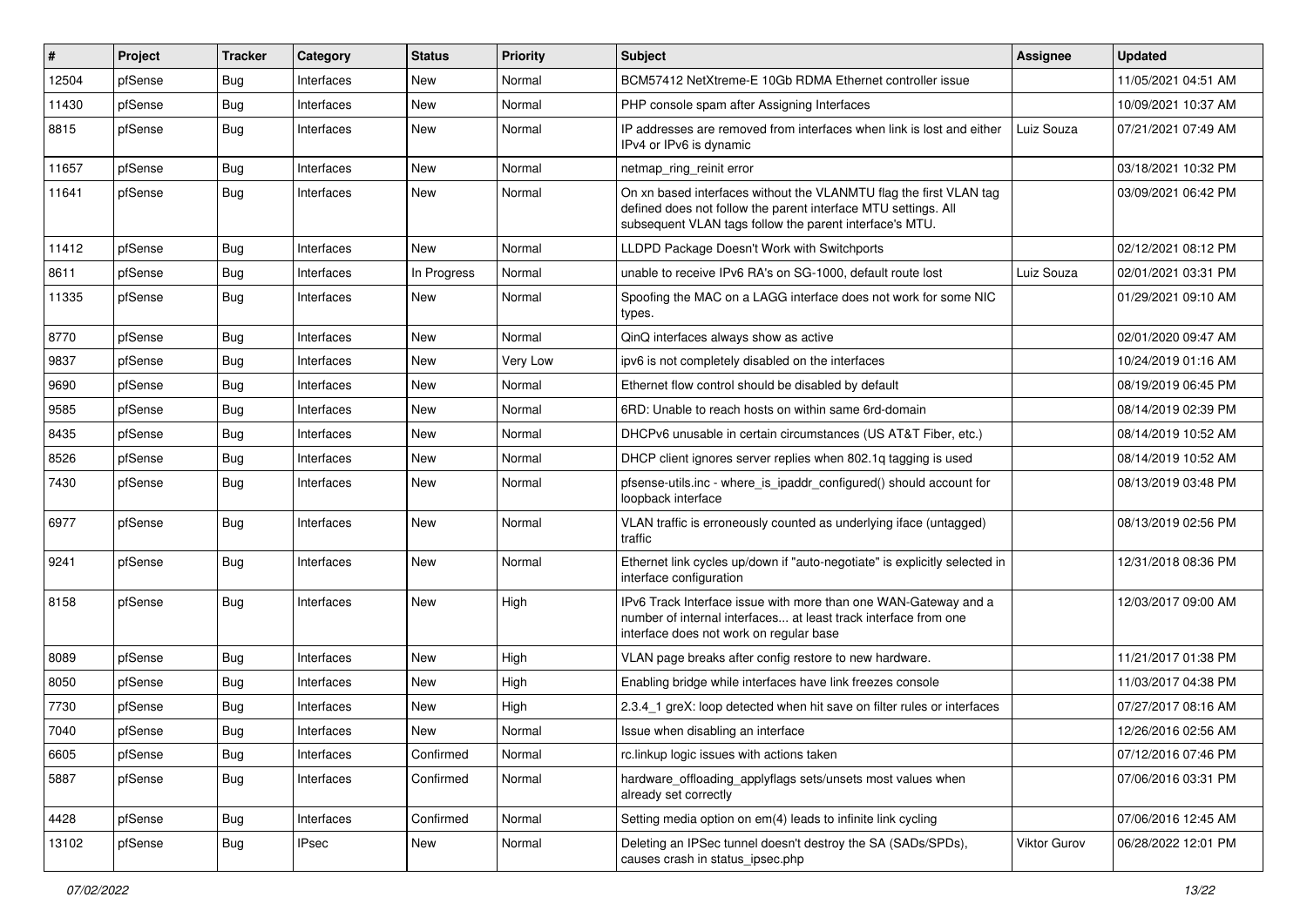| # | Project | Tracker | Category | Status | Priority | Subject | Assignee | Updated |
|---|---|---|---|---|---|---|---|---|
| 12504 | pfSense | Bug | Interfaces | New | Normal | BCM57412 NetXtreme-E 10Gb RDMA Ethernet controller issue | | 11/05/2021 04:51 AM |
| 11430 | pfSense | Bug | Interfaces | New | Normal | PHP console spam after Assigning Interfaces | | 10/09/2021 10:37 AM |
| 8815 | pfSense | Bug | Interfaces | New | Normal | IP addresses are removed from interfaces when link is lost and either IPv4 or IPv6 is dynamic | Luiz Souza | 07/21/2021 07:49 AM |
| 11657 | pfSense | Bug | Interfaces | New | Normal | netmap_ring_reinit error | | 03/18/2021 10:32 PM |
| 11641 | pfSense | Bug | Interfaces | New | Normal | On xn based interfaces without the VLANMTU flag the first VLAN tag defined does not follow the parent interface MTU settings. All subsequent VLAN tags follow the parent interface's MTU. | | 03/09/2021 06:42 PM |
| 11412 | pfSense | Bug | Interfaces | New | Normal | LLDPD Package Doesn't Work with Switchports | | 02/12/2021 08:12 PM |
| 8611 | pfSense | Bug | Interfaces | In Progress | Normal | unable to receive IPv6 RA's on SG-1000, default route lost | Luiz Souza | 02/01/2021 03:31 PM |
| 11335 | pfSense | Bug | Interfaces | New | Normal | Spoofing the MAC on a LAGG interface does not work for some NIC types. | | 01/29/2021 09:10 AM |
| 8770 | pfSense | Bug | Interfaces | New | Normal | QinQ interfaces always show as active | | 02/01/2020 09:47 AM |
| 9837 | pfSense | Bug | Interfaces | New | Very Low | ipv6 is not completely disabled on the interfaces | | 10/24/2019 01:16 AM |
| 9690 | pfSense | Bug | Interfaces | New | Normal | Ethernet flow control should be disabled by default | | 08/19/2019 06:45 PM |
| 9585 | pfSense | Bug | Interfaces | New | Normal | 6RD: Unable to reach hosts on within same 6rd-domain | | 08/14/2019 02:39 PM |
| 8435 | pfSense | Bug | Interfaces | New | Normal | DHCPv6 unusable in certain circumstances (US AT&T Fiber, etc.) | | 08/14/2019 10:52 AM |
| 8526 | pfSense | Bug | Interfaces | New | Normal | DHCP client ignores server replies when 802.1q tagging is used | | 08/14/2019 10:52 AM |
| 7430 | pfSense | Bug | Interfaces | New | Normal | pfsense-utils.inc - where_is_ipaddr_configured() should account for loopback interface | | 08/13/2019 03:48 PM |
| 6977 | pfSense | Bug | Interfaces | New | Normal | VLAN traffic is erroneously counted as underlying iface (untagged) traffic | | 08/13/2019 02:56 PM |
| 9241 | pfSense | Bug | Interfaces | New | Normal | Ethernet link cycles up/down if "auto-negotiate" is explicitly selected in interface configuration | | 12/31/2018 08:36 PM |
| 8158 | pfSense | Bug | Interfaces | New | High | IPv6 Track Interface issue with more than one WAN-Gateway and a number of internal interfaces... at least track interface from one interface does not work on regular base | | 12/03/2017 09:00 AM |
| 8089 | pfSense | Bug | Interfaces | New | High | VLAN page breaks after config restore to new hardware. | | 11/21/2017 01:38 PM |
| 8050 | pfSense | Bug | Interfaces | New | High | Enabling bridge while interfaces have link freezes console | | 11/03/2017 04:38 PM |
| 7730 | pfSense | Bug | Interfaces | New | High | 2.3.4_1 greX: loop detected when hit save on filter rules or interfaces | | 07/27/2017 08:16 AM |
| 7040 | pfSense | Bug | Interfaces | New | Normal | Issue when disabling an interface | | 12/26/2016 02:56 AM |
| 6605 | pfSense | Bug | Interfaces | Confirmed | Normal | rc.linkup logic issues with actions taken | | 07/12/2016 07:46 PM |
| 5887 | pfSense | Bug | Interfaces | Confirmed | Normal | hardware_offloading_applyflags sets/unsets most values when already set correctly | | 07/06/2016 03:31 PM |
| 4428 | pfSense | Bug | Interfaces | Confirmed | Normal | Setting media option on em(4) leads to infinite link cycling | | 07/06/2016 12:45 AM |
| 13102 | pfSense | Bug | IPsec | New | Normal | Deleting an IPSec tunnel doesn't destroy the SA (SADs/SPDs), causes crash in status_ipsec.php | Viktor Gurov | 06/28/2022 12:01 PM |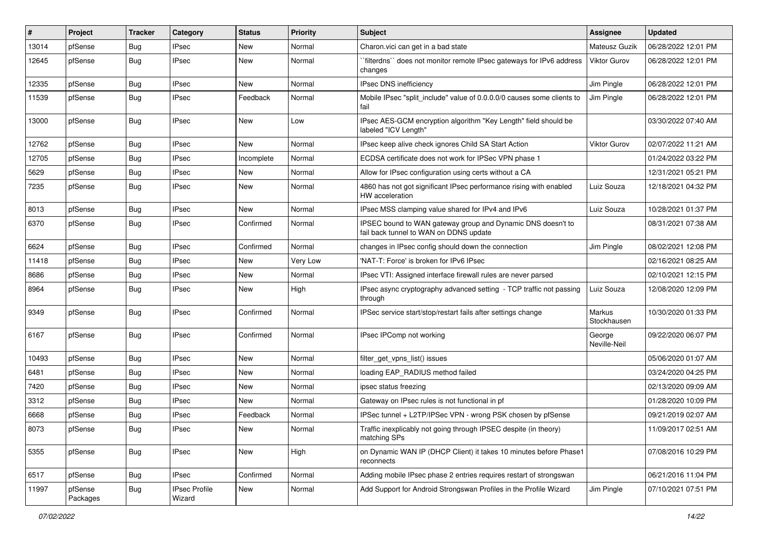| # | Project | Tracker | Category | Status | Priority | Subject | Assignee | Updated |
|---|---|---|---|---|---|---|---|---|
| 13014 | pfSense | Bug | IPsec | New | Normal | Charon.vici can get in a bad state | Mateusz Guzik | 06/28/2022 12:01 PM |
| 12645 | pfSense | Bug | IPsec | New | Normal | ``filterdns`` does not monitor remote IPsec gateways for IPv6 address changes | Viktor Gurov | 06/28/2022 12:01 PM |
| 12335 | pfSense | Bug | IPsec | New | Normal | IPsec DNS inefficiency | Jim Pingle | 06/28/2022 12:01 PM |
| 11539 | pfSense | Bug | IPsec | Feedback | Normal | Mobile IPsec "split_include" value of 0.0.0.0/0 causes some clients to fail | Jim Pingle | 06/28/2022 12:01 PM |
| 13000 | pfSense | Bug | IPsec | New | Low | IPsec AES-GCM encryption algorithm "Key Length" field should be labeled "ICV Length" | | 03/30/2022 07:40 AM |
| 12762 | pfSense | Bug | IPsec | New | Normal | IPsec keep alive check ignores Child SA Start Action | Viktor Gurov | 02/07/2022 11:21 AM |
| 12705 | pfSense | Bug | IPsec | Incomplete | Normal | ECDSA certificate does not work for IPSec VPN phase 1 | | 01/24/2022 03:22 PM |
| 5629 | pfSense | Bug | IPsec | New | Normal | Allow for IPsec configuration using certs without a CA | | 12/31/2021 05:21 PM |
| 7235 | pfSense | Bug | IPsec | New | Normal | 4860 has not got significant IPsec performance rising with enabled HW acceleration | Luiz Souza | 12/18/2021 04:32 PM |
| 8013 | pfSense | Bug | IPsec | New | Normal | IPsec MSS clamping value shared for IPv4 and IPv6 | Luiz Souza | 10/28/2021 01:37 PM |
| 6370 | pfSense | Bug | IPsec | Confirmed | Normal | IPSEC bound to WAN gateway group and Dynamic DNS doesn't to fail back tunnel to WAN on DDNS update | | 08/31/2021 07:38 AM |
| 6624 | pfSense | Bug | IPsec | Confirmed | Normal | changes in IPsec config should down the connection | Jim Pingle | 08/02/2021 12:08 PM |
| 11418 | pfSense | Bug | IPsec | New | Very Low | 'NAT-T: Force' is broken for IPv6 IPsec | | 02/16/2021 08:25 AM |
| 8686 | pfSense | Bug | IPsec | New | Normal | IPsec VTI: Assigned interface firewall rules are never parsed | | 02/10/2021 12:15 PM |
| 8964 | pfSense | Bug | IPsec | New | High | IPsec async cryptography advanced setting - TCP traffic not passing through | Luiz Souza | 12/08/2020 12:09 PM |
| 9349 | pfSense | Bug | IPsec | Confirmed | Normal | IPSec service start/stop/restart fails after settings change | Markus Stockhausen | 10/30/2020 01:33 PM |
| 6167 | pfSense | Bug | IPsec | Confirmed | Normal | IPsec IPComp not working | George Neville-Neil | 09/22/2020 06:07 PM |
| 10493 | pfSense | Bug | IPsec | New | Normal | filter_get_vpns_list() issues | | 05/06/2020 01:07 AM |
| 6481 | pfSense | Bug | IPsec | New | Normal | loading EAP_RADIUS method failed | | 03/24/2020 04:25 PM |
| 7420 | pfSense | Bug | IPsec | New | Normal | ipsec status freezing | | 02/13/2020 09:09 AM |
| 3312 | pfSense | Bug | IPsec | New | Normal | Gateway on IPsec rules is not functional in pf | | 01/28/2020 10:09 PM |
| 6668 | pfSense | Bug | IPsec | Feedback | Normal | IPSec tunnel + L2TP/IPSec VPN - wrong PSK chosen by pfSense | | 09/21/2019 02:07 AM |
| 8073 | pfSense | Bug | IPsec | New | Normal | Traffic inexplicably not going through IPSEC despite (in theory) matching SPs | | 11/09/2017 02:51 AM |
| 5355 | pfSense | Bug | IPsec | New | High | on Dynamic WAN IP (DHCP Client) it takes 10 minutes before Phase1 reconnects | | 07/08/2016 10:29 PM |
| 6517 | pfSense | Bug | IPsec | Confirmed | Normal | Adding mobile IPsec phase 2 entries requires restart of strongswan | | 06/21/2016 11:04 PM |
| 11997 | pfSense Packages | Bug | IPsec Profile Wizard | New | Normal | Add Support for Android Strongswan Profiles in the Profile Wizard | Jim Pingle | 07/10/2021 07:51 PM |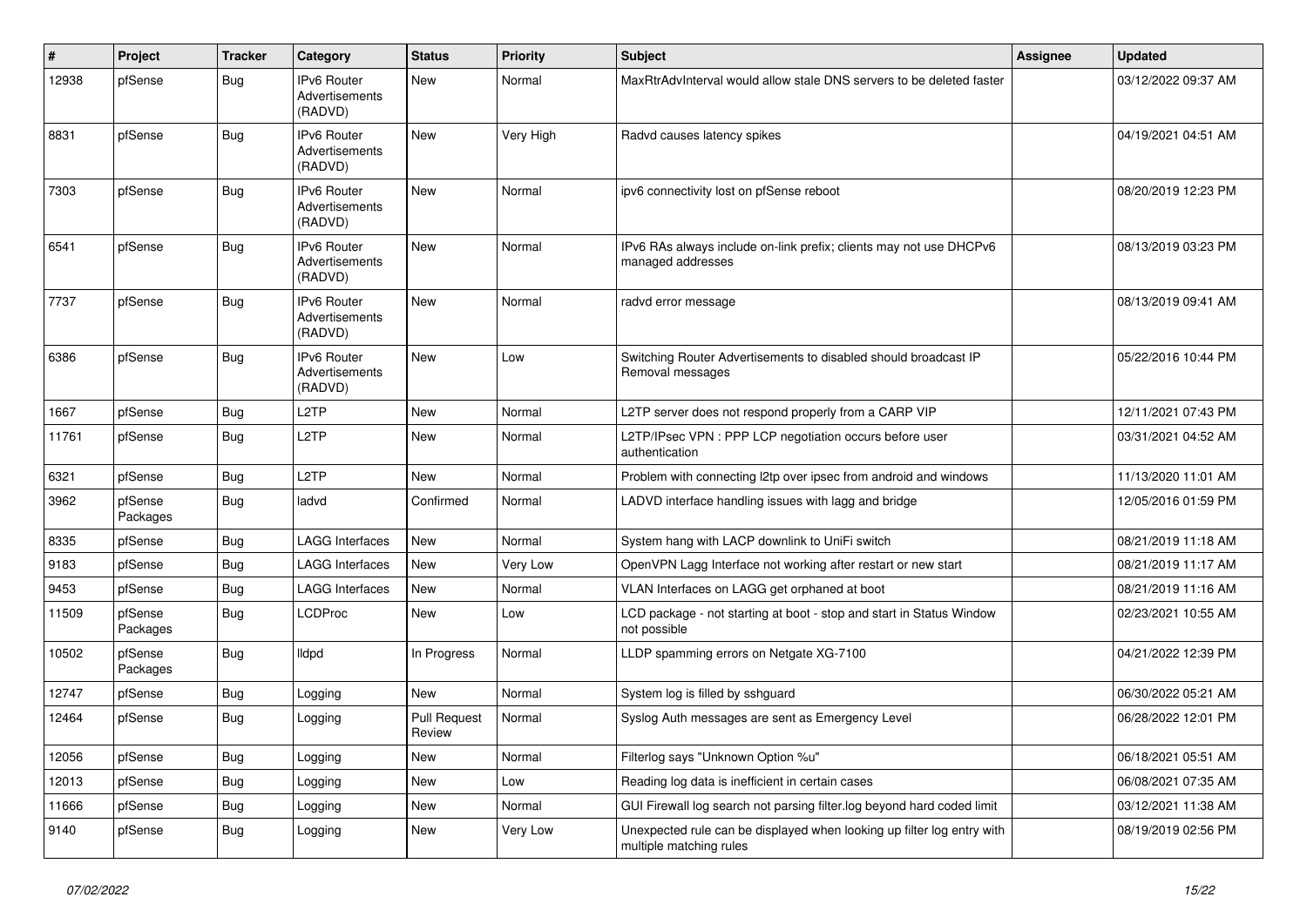| # | Project | Tracker | Category | Status | Priority | Subject | Assignee | Updated |
|---|---|---|---|---|---|---|---|---|
| 12938 | pfSense | Bug | IPv6 Router Advertisements (RADVD) | New | Normal | MaxRtrAdvInterval would allow stale DNS servers to be deleted faster | | 03/12/2022 09:37 AM |
| 8831 | pfSense | Bug | IPv6 Router Advertisements (RADVD) | New | Very High | Radvd causes latency spikes | | 04/19/2021 04:51 AM |
| 7303 | pfSense | Bug | IPv6 Router Advertisements (RADVD) | New | Normal | ipv6 connectivity lost on pfSense reboot | | 08/20/2019 12:23 PM |
| 6541 | pfSense | Bug | IPv6 Router Advertisements (RADVD) | New | Normal | IPv6 RAs always include on-link prefix; clients may not use DHCPv6 managed addresses | | 08/13/2019 03:23 PM |
| 7737 | pfSense | Bug | IPv6 Router Advertisements (RADVD) | New | Normal | radvd error message | | 08/13/2019 09:41 AM |
| 6386 | pfSense | Bug | IPv6 Router Advertisements (RADVD) | New | Low | Switching Router Advertisements to disabled should broadcast IP Removal messages | | 05/22/2016 10:44 PM |
| 1667 | pfSense | Bug | L2TP | New | Normal | L2TP server does not respond properly from a CARP VIP | | 12/11/2021 07:43 PM |
| 11761 | pfSense | Bug | L2TP | New | Normal | L2TP/IPsec VPN : PPP LCP negotiation occurs before user authentication | | 03/31/2021 04:52 AM |
| 6321 | pfSense | Bug | L2TP | New | Normal | Problem with connecting l2tp over ipsec from android and windows | | 11/13/2020 11:01 AM |
| 3962 | pfSense Packages | Bug | ladvd | Confirmed | Normal | LADVD interface handling issues with lagg and bridge | | 12/05/2016 01:59 PM |
| 8335 | pfSense | Bug | LAGG Interfaces | New | Normal | System hang with LACP downlink to UniFi switch | | 08/21/2019 11:18 AM |
| 9183 | pfSense | Bug | LAGG Interfaces | New | Very Low | OpenVPN Lagg Interface not working after restart or new start | | 08/21/2019 11:17 AM |
| 9453 | pfSense | Bug | LAGG Interfaces | New | Normal | VLAN Interfaces on LAGG get orphaned at boot | | 08/21/2019 11:16 AM |
| 11509 | pfSense Packages | Bug | LCDProc | New | Low | LCD package - not starting at boot - stop and start in Status Window not possible | | 02/23/2021 10:55 AM |
| 10502 | pfSense Packages | Bug | lldpd | In Progress | Normal | LLDP spamming errors on Netgate XG-7100 | | 04/21/2022 12:39 PM |
| 12747 | pfSense | Bug | Logging | New | Normal | System log is filled by sshguard | | 06/30/2022 05:21 AM |
| 12464 | pfSense | Bug | Logging | Pull Request Review | Normal | Syslog Auth messages are sent as Emergency Level | | 06/28/2022 12:01 PM |
| 12056 | pfSense | Bug | Logging | New | Normal | Filterlog says "Unknown Option %u" | | 06/18/2021 05:51 AM |
| 12013 | pfSense | Bug | Logging | New | Low | Reading log data is inefficient in certain cases | | 06/08/2021 07:35 AM |
| 11666 | pfSense | Bug | Logging | New | Normal | GUI Firewall log search not parsing filter.log beyond hard coded limit | | 03/12/2021 11:38 AM |
| 9140 | pfSense | Bug | Logging | New | Very Low | Unexpected rule can be displayed when looking up filter log entry with multiple matching rules | | 08/19/2019 02:56 PM |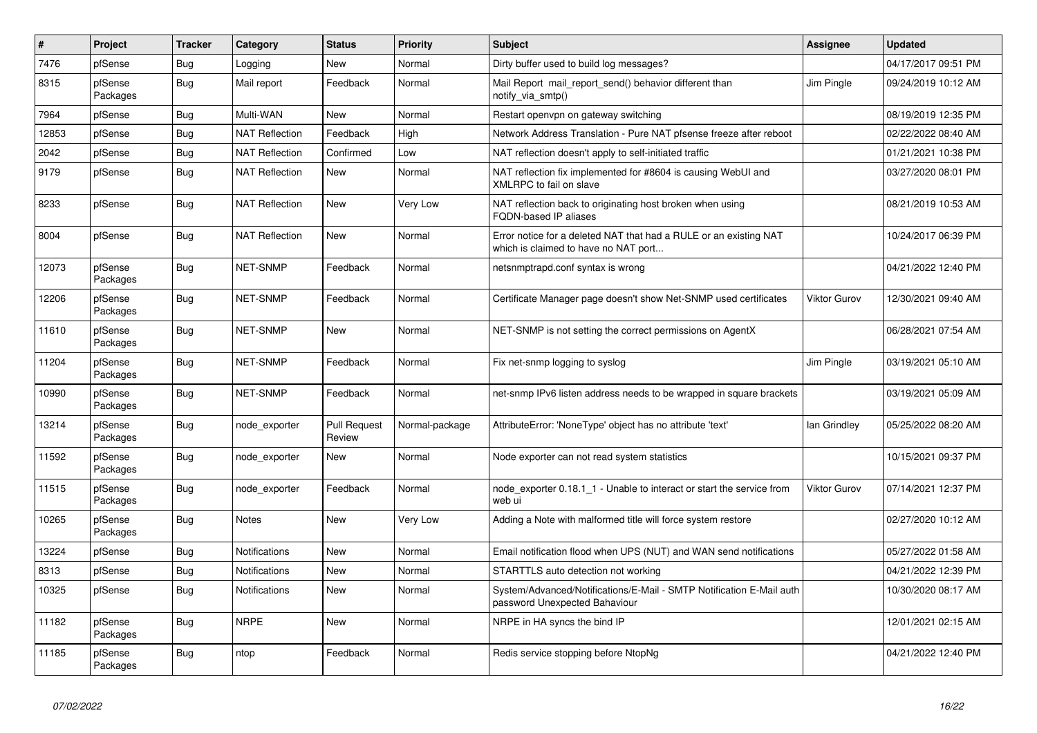| # | Project | Tracker | Category | Status | Priority | Subject | Assignee | Updated |
|---|---|---|---|---|---|---|---|---|
| 7476 | pfSense | Bug | Logging | New | Normal | Dirty buffer used to build log messages? | | 04/17/2017 09:51 PM |
| 8315 | pfSense Packages | Bug | Mail report | Feedback | Normal | Mail Report mail_report_send() behavior different than notify_via_smtp() | Jim Pingle | 09/24/2019 10:12 AM |
| 7964 | pfSense | Bug | Multi-WAN | New | Normal | Restart openvpn on gateway switching | | 08/19/2019 12:35 PM |
| 12853 | pfSense | Bug | NAT Reflection | Feedback | High | Network Address Translation - Pure NAT pfsense freeze after reboot | | 02/22/2022 08:40 AM |
| 2042 | pfSense | Bug | NAT Reflection | Confirmed | Low | NAT reflection doesn't apply to self-initiated traffic | | 01/21/2021 10:38 PM |
| 9179 | pfSense | Bug | NAT Reflection | New | Normal | NAT reflection fix implemented for #8604 is causing WebUI and XMLRPC to fail on slave | | 03/27/2020 08:01 PM |
| 8233 | pfSense | Bug | NAT Reflection | New | Very Low | NAT reflection back to originating host broken when using FQDN-based IP aliases | | 08/21/2019 10:53 AM |
| 8004 | pfSense | Bug | NAT Reflection | New | Normal | Error notice for a deleted NAT that had a RULE or an existing NAT which is claimed to have no NAT port... | | 10/24/2017 06:39 PM |
| 12073 | pfSense Packages | Bug | NET-SNMP | Feedback | Normal | netsnmptrapd.conf syntax is wrong | | 04/21/2022 12:40 PM |
| 12206 | pfSense Packages | Bug | NET-SNMP | Feedback | Normal | Certificate Manager page doesn't show Net-SNMP used certificates | Viktor Gurov | 12/30/2021 09:40 AM |
| 11610 | pfSense Packages | Bug | NET-SNMP | New | Normal | NET-SNMP is not setting the correct permissions on AgentX | | 06/28/2021 07:54 AM |
| 11204 | pfSense Packages | Bug | NET-SNMP | Feedback | Normal | Fix net-snmp logging to syslog | Jim Pingle | 03/19/2021 05:10 AM |
| 10990 | pfSense Packages | Bug | NET-SNMP | Feedback | Normal | net-snmp IPv6 listen address needs to be wrapped in square brackets | | 03/19/2021 05:09 AM |
| 13214 | pfSense Packages | Bug | node_exporter | Pull Request Review | Normal-package | AttributeError: 'NoneType' object has no attribute 'text' | Ian Grindley | 05/25/2022 08:20 AM |
| 11592 | pfSense Packages | Bug | node_exporter | New | Normal | Node exporter can not read system statistics | | 10/15/2021 09:37 PM |
| 11515 | pfSense Packages | Bug | node_exporter | Feedback | Normal | node_exporter 0.18.1_1 - Unable to interact or start the service from web ui | Viktor Gurov | 07/14/2021 12:37 PM |
| 10265 | pfSense Packages | Bug | Notes | New | Very Low | Adding a Note with malformed title will force system restore | | 02/27/2020 10:12 AM |
| 13224 | pfSense | Bug | Notifications | New | Normal | Email notification flood when UPS (NUT) and WAN send notifications | | 05/27/2022 01:58 AM |
| 8313 | pfSense | Bug | Notifications | New | Normal | STARTTLS auto detection not working | | 04/21/2022 12:39 PM |
| 10325 | pfSense | Bug | Notifications | New | Normal | System/Advanced/Notifications/E-Mail - SMTP Notification E-Mail auth password Unexpected Bahaviour | | 10/30/2020 08:17 AM |
| 11182 | pfSense Packages | Bug | NRPE | New | Normal | NRPE in HA syncs the bind IP | | 12/01/2021 02:15 AM |
| 11185 | pfSense Packages | Bug | ntop | Feedback | Normal | Redis service stopping before NtopNg | | 04/21/2022 12:40 PM |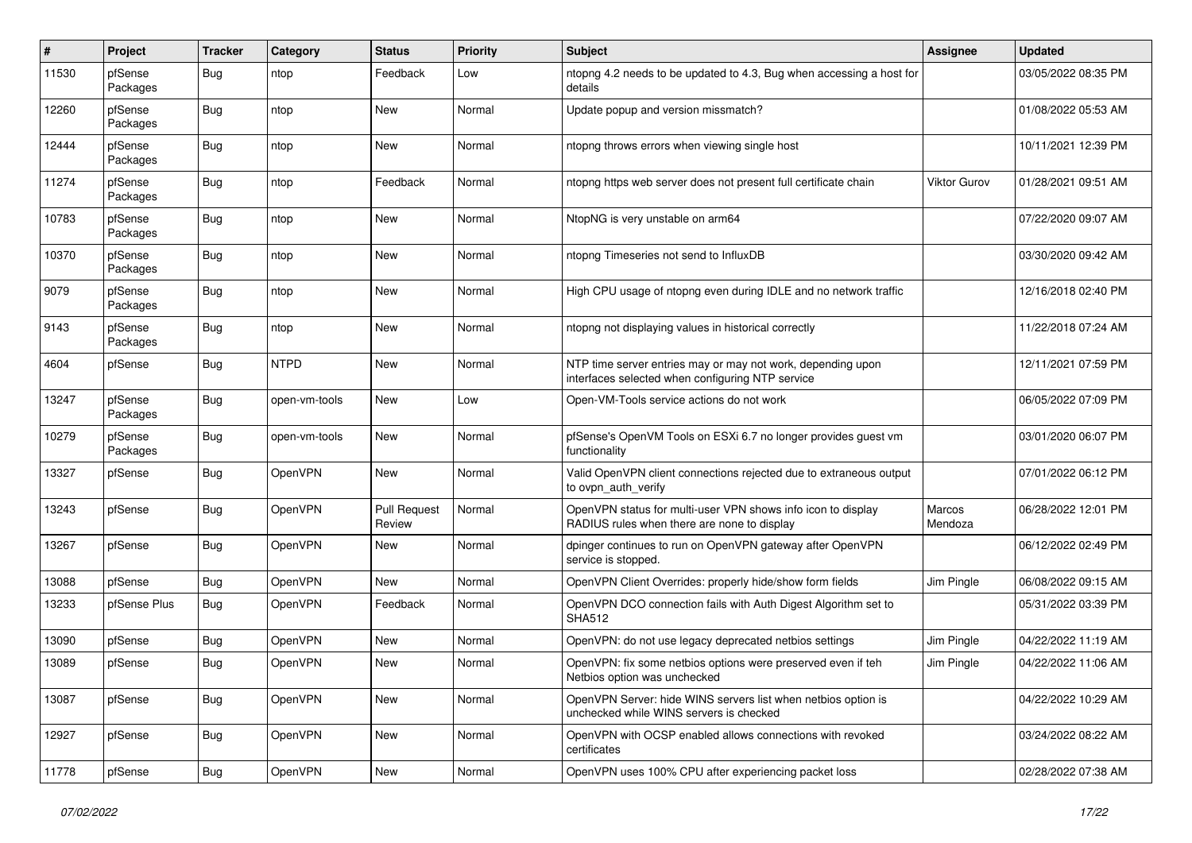| # | Project | Tracker | Category | Status | Priority | Subject | Assignee | Updated |
|---|---|---|---|---|---|---|---|---|
| 11530 | pfSense Packages | Bug | ntop | Feedback | Low | ntopng 4.2 needs to be updated to 4.3, Bug when accessing a host for details | | 03/05/2022 08:35 PM |
| 12260 | pfSense Packages | Bug | ntop | New | Normal | Update popup and version missmatch? | | 01/08/2022 05:53 AM |
| 12444 | pfSense Packages | Bug | ntop | New | Normal | ntopng throws errors when viewing single host | | 10/11/2021 12:39 PM |
| 11274 | pfSense Packages | Bug | ntop | Feedback | Normal | ntopng https web server does not present full certificate chain | Viktor Gurov | 01/28/2021 09:51 AM |
| 10783 | pfSense Packages | Bug | ntop | New | Normal | NtopNG is very unstable on arm64 | | 07/22/2020 09:07 AM |
| 10370 | pfSense Packages | Bug | ntop | New | Normal | ntopng Timeseries not send to InfluxDB | | 03/30/2020 09:42 AM |
| 9079 | pfSense Packages | Bug | ntop | New | Normal | High CPU usage of ntopng even during IDLE and no network traffic | | 12/16/2018 02:40 PM |
| 9143 | pfSense Packages | Bug | ntop | New | Normal | ntopng not displaying values in historical correctly | | 11/22/2018 07:24 AM |
| 4604 | pfSense | Bug | NTPD | New | Normal | NTP time server entries may or may not work, depending upon interfaces selected when configuring NTP service | | 12/11/2021 07:59 PM |
| 13247 | pfSense Packages | Bug | open-vm-tools | New | Low | Open-VM-Tools service actions do not work | | 06/05/2022 07:09 PM |
| 10279 | pfSense Packages | Bug | open-vm-tools | New | Normal | pfSense's OpenVM Tools on ESXi 6.7 no longer provides guest vm functionality | | 03/01/2020 06:07 PM |
| 13327 | pfSense | Bug | OpenVPN | New | Normal | Valid OpenVPN client connections rejected due to extraneous output to ovpn_auth_verify | | 07/01/2022 06:12 PM |
| 13243 | pfSense | Bug | OpenVPN | Pull Request Review | Normal | OpenVPN status for multi-user VPN shows info icon to display RADIUS rules when there are none to display | Marcos Mendoza | 06/28/2022 12:01 PM |
| 13267 | pfSense | Bug | OpenVPN | New | Normal | dpinger continues to run on OpenVPN gateway after OpenVPN service is stopped. | | 06/12/2022 02:49 PM |
| 13088 | pfSense | Bug | OpenVPN | New | Normal | OpenVPN Client Overrides: properly hide/show form fields | Jim Pingle | 06/08/2022 09:15 AM |
| 13233 | pfSense Plus | Bug | OpenVPN | Feedback | Normal | OpenVPN DCO connection fails with Auth Digest Algorithm set to SHA512 | | 05/31/2022 03:39 PM |
| 13090 | pfSense | Bug | OpenVPN | New | Normal | OpenVPN: do not use legacy deprecated netbios settings | Jim Pingle | 04/22/2022 11:19 AM |
| 13089 | pfSense | Bug | OpenVPN | New | Normal | OpenVPN: fix some netbios options were preserved even if teh Netbios option was unchecked | Jim Pingle | 04/22/2022 11:06 AM |
| 13087 | pfSense | Bug | OpenVPN | New | Normal | OpenVPN Server: hide WINS servers list when netbios option is unchecked while WINS servers is checked | | 04/22/2022 10:29 AM |
| 12927 | pfSense | Bug | OpenVPN | New | Normal | OpenVPN with OCSP enabled allows connections with revoked certificates | | 03/24/2022 08:22 AM |
| 11778 | pfSense | Bug | OpenVPN | New | Normal | OpenVPN uses 100% CPU after experiencing packet loss | | 02/28/2022 07:38 AM |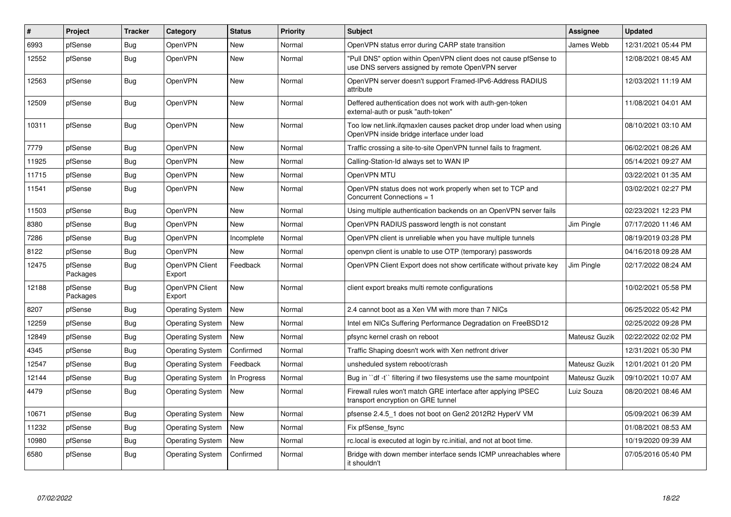| # | Project | Tracker | Category | Status | Priority | Subject | Assignee | Updated |
|---|---|---|---|---|---|---|---|---|
| 6993 | pfSense | Bug | OpenVPN | New | Normal | OpenVPN status error during CARP state transition | James Webb | 12/31/2021 05:44 PM |
| 12552 | pfSense | Bug | OpenVPN | New | Normal | "Pull DNS" option within OpenVPN client does not cause pfSense to use DNS servers assigned by remote OpenVPN server | | 12/08/2021 08:45 AM |
| 12563 | pfSense | Bug | OpenVPN | New | Normal | OpenVPN server doesn't support Framed-IPv6-Address RADIUS attribute | | 12/03/2021 11:19 AM |
| 12509 | pfSense | Bug | OpenVPN | New | Normal | Deffered authentication does not work with auth-gen-token external-auth or pusk "auth-token" | | 11/08/2021 04:01 AM |
| 10311 | pfSense | Bug | OpenVPN | New | Normal | Too low net.link.ifqmaxlen causes packet drop under load when using OpenVPN inside bridge interface under load | | 08/10/2021 03:10 AM |
| 7779 | pfSense | Bug | OpenVPN | New | Normal | Traffic crossing a site-to-site OpenVPN tunnel fails to fragment. | | 06/02/2021 08:26 AM |
| 11925 | pfSense | Bug | OpenVPN | New | Normal | Calling-Station-Id always set to WAN IP | | 05/14/2021 09:27 AM |
| 11715 | pfSense | Bug | OpenVPN | New | Normal | OpenVPN MTU | | 03/22/2021 01:35 AM |
| 11541 | pfSense | Bug | OpenVPN | New | Normal | OpenVPN status does not work properly when set to TCP and Concurrent Connections = 1 | | 03/02/2021 02:27 PM |
| 11503 | pfSense | Bug | OpenVPN | New | Normal | Using multiple authentication backends on an OpenVPN server fails | | 02/23/2021 12:23 PM |
| 8380 | pfSense | Bug | OpenVPN | New | Normal | OpenVPN RADIUS password length is not constant | Jim Pingle | 07/17/2020 11:46 AM |
| 7286 | pfSense | Bug | OpenVPN | Incomplete | Normal | OpenVPN client is unreliable when you have multiple tunnels | | 08/19/2019 03:28 PM |
| 8122 | pfSense | Bug | OpenVPN | New | Normal | openvpn client is unable to use OTP (temporary) passwords | | 04/16/2018 09:28 AM |
| 12475 | pfSense Packages | Bug | OpenVPN Client Export | Feedback | Normal | OpenVPN Client Export does not show certificate without private key | Jim Pingle | 02/17/2022 08:24 AM |
| 12188 | pfSense Packages | Bug | OpenVPN Client Export | New | Normal | client export breaks multi remote configurations | | 10/02/2021 05:58 PM |
| 8207 | pfSense | Bug | Operating System | New | Normal | 2.4 cannot boot as a Xen VM with more than 7 NICs | | 06/25/2022 05:42 PM |
| 12259 | pfSense | Bug | Operating System | New | Normal | Intel em NICs Suffering Performance Degradation on FreeBSD12 | | 02/25/2022 09:28 PM |
| 12849 | pfSense | Bug | Operating System | New | Normal | pfsync kernel crash on reboot | Mateusz Guzik | 02/22/2022 02:02 PM |
| 4345 | pfSense | Bug | Operating System | Confirmed | Normal | Traffic Shaping doesn't work with Xen netfront driver | | 12/31/2021 05:30 PM |
| 12547 | pfSense | Bug | Operating System | Feedback | Normal | unsheduled system reboot/crash | Mateusz Guzik | 12/01/2021 01:20 PM |
| 12144 | pfSense | Bug | Operating System | In Progress | Normal | Bug in ``df -t`` filtering if two filesystems use the same mountpoint | Mateusz Guzik | 09/10/2021 10:07 AM |
| 4479 | pfSense | Bug | Operating System | New | Normal | Firewall rules won't match GRE interface after applying IPSEC transport encryption on GRE tunnel | Luiz Souza | 08/20/2021 08:46 AM |
| 10671 | pfSense | Bug | Operating System | New | Normal | pfsense 2.4.5_1 does not boot on Gen2 2012R2 HyperV VM | | 05/09/2021 06:39 AM |
| 11232 | pfSense | Bug | Operating System | New | Normal | Fix pfSense_fsync | | 01/08/2021 08:53 AM |
| 10980 | pfSense | Bug | Operating System | New | Normal | rc.local is executed at login by rc.initial, and not at boot time. | | 10/19/2020 09:39 AM |
| 6580 | pfSense | Bug | Operating System | Confirmed | Normal | Bridge with down member interface sends ICMP unreachables where it shouldn't | | 07/05/2016 05:40 PM |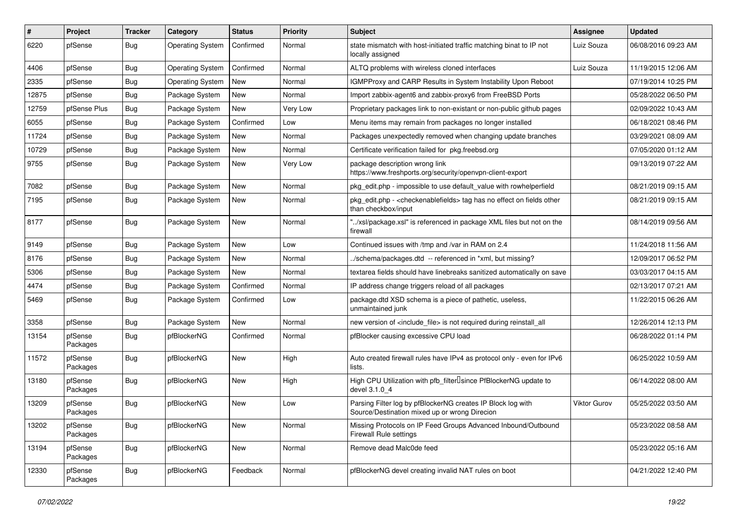| # | Project | Tracker | Category | Status | Priority | Subject | Assignee | Updated |
|---|---|---|---|---|---|---|---|---|
| 6220 | pfSense | Bug | Operating System | Confirmed | Normal | state mismatch with host-initiated traffic matching binat to IP not locally assigned | Luiz Souza | 06/08/2016 09:23 AM |
| 4406 | pfSense | Bug | Operating System | Confirmed | Normal | ALTQ problems with wireless cloned interfaces | Luiz Souza | 11/19/2015 12:06 AM |
| 2335 | pfSense | Bug | Operating System | New | Normal | IGMPProxy and CARP Results in System Instability Upon Reboot | | 07/19/2014 10:25 PM |
| 12875 | pfSense | Bug | Package System | New | Normal | Import zabbix-agent6 and zabbix-proxy6 from FreeBSD Ports | | 05/28/2022 06:50 PM |
| 12759 | pfSense Plus | Bug | Package System | New | Very Low | Proprietary packages link to non-existant or non-public github pages | | 02/09/2022 10:43 AM |
| 6055 | pfSense | Bug | Package System | Confirmed | Low | Menu items may remain from packages no longer installed | | 06/18/2021 08:46 PM |
| 11724 | pfSense | Bug | Package System | New | Normal | Packages unexpectedly removed when changing update branches | | 03/29/2021 08:09 AM |
| 10729 | pfSense | Bug | Package System | New | Normal | Certificate verification failed for pkg.freebsd.org | | 07/05/2020 01:12 AM |
| 9755 | pfSense | Bug | Package System | New | Very Low | package description wrong link https://www.freshports.org/security/openvpn-client-export | | 09/13/2019 07:22 AM |
| 7082 | pfSense | Bug | Package System | New | Normal | pkg_edit.php - impossible to use default_value with rowhelperfield | | 08/21/2019 09:15 AM |
| 7195 | pfSense | Bug | Package System | New | Normal | pkg_edit.php - <checkenablefields> tag has no effect on fields other than checkbox/input | | 08/21/2019 09:15 AM |
| 8177 | pfSense | Bug | Package System | New | Normal | "../xsl/package.xsl" is referenced in package XML files but not on the firewall | | 08/14/2019 09:56 AM |
| 9149 | pfSense | Bug | Package System | New | Low | Continued issues with /tmp and /var in RAM on 2.4 | | 11/24/2018 11:56 AM |
| 8176 | pfSense | Bug | Package System | New | Normal | ../schema/packages.dtd -- referenced in *xml, but missing? | | 12/09/2017 06:52 PM |
| 5306 | pfSense | Bug | Package System | New | Normal | textarea fields should have linebreaks sanitized automatically on save | | 03/03/2017 04:15 AM |
| 4474 | pfSense | Bug | Package System | Confirmed | Normal | IP address change triggers reload of all packages | | 02/13/2017 07:21 AM |
| 5469 | pfSense | Bug | Package System | Confirmed | Low | package.dtd XSD schema is a piece of pathetic, useless, unmaintained junk | | 11/22/2015 06:26 AM |
| 3358 | pfSense | Bug | Package System | New | Normal | new version of <include_file> is not required during reinstall_all | | 12/26/2014 12:13 PM |
| 13154 | pfSense Packages | Bug | pfBlockerNG | Confirmed | Normal | pfBlocker causing excessive CPU load | | 06/28/2022 01:14 PM |
| 11572 | pfSense Packages | Bug | pfBlockerNG | New | High | Auto created firewall rules have IPv4 as protocol only - even for IPv6 lists. | | 06/25/2022 10:59 AM |
| 13180 | pfSense Packages | Bug | pfBlockerNG | New | High | High CPU Utilization with pfb_filter since PfBlockerNG update to devel 3.1.0_4 | | 06/14/2022 08:00 AM |
| 13209 | pfSense Packages | Bug | pfBlockerNG | New | Low | Parsing Filter log by pfBlockerNG creates IP Block log with Source/Destination mixed up or wrong Direcion | Viktor Gurov | 05/25/2022 03:50 AM |
| 13202 | pfSense Packages | Bug | pfBlockerNG | New | Normal | Missing Protocols on IP Feed Groups Advanced Inbound/Outbound Firewall Rule settings | | 05/23/2022 08:58 AM |
| 13194 | pfSense Packages | Bug | pfBlockerNG | New | Normal | Remove dead Malc0de feed | | 05/23/2022 05:16 AM |
| 12330 | pfSense Packages | Bug | pfBlockerNG | Feedback | Normal | pfBlockerNG devel creating invalid NAT rules on boot | | 04/21/2022 12:40 PM |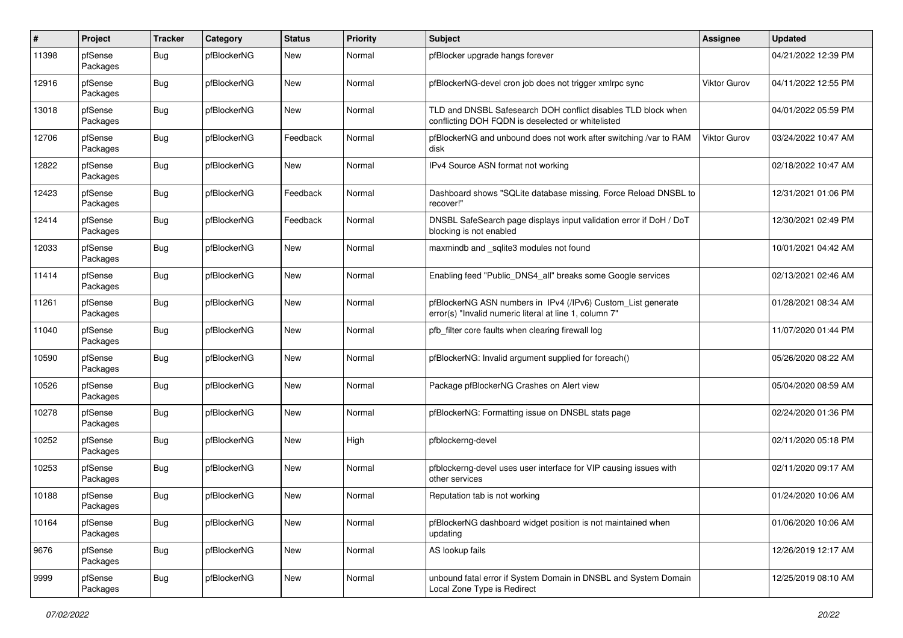| # | Project | Tracker | Category | Status | Priority | Subject | Assignee | Updated |
|---|---|---|---|---|---|---|---|---|
| 11398 | pfSense Packages | Bug | pfBlockerNG | New | Normal | pfBlocker upgrade hangs forever | | 04/21/2022 12:39 PM |
| 12916 | pfSense Packages | Bug | pfBlockerNG | New | Normal | pfBlockerNG-devel cron job does not trigger xmlrpc sync | Viktor Gurov | 04/11/2022 12:55 PM |
| 13018 | pfSense Packages | Bug | pfBlockerNG | New | Normal | TLD and DNSBL Safesearch DOH conflict disables TLD block when conflicting DOH FQDN is deselected or whitelisted | | 04/01/2022 05:59 PM |
| 12706 | pfSense Packages | Bug | pfBlockerNG | Feedback | Normal | pfBlockerNG and unbound does not work after switching /var to RAM disk | Viktor Gurov | 03/24/2022 10:47 AM |
| 12822 | pfSense Packages | Bug | pfBlockerNG | New | Normal | IPv4 Source ASN format not working | | 02/18/2022 10:47 AM |
| 12423 | pfSense Packages | Bug | pfBlockerNG | Feedback | Normal | Dashboard shows "SQLite database missing, Force Reload DNSBL to recover!" | | 12/31/2021 01:06 PM |
| 12414 | pfSense Packages | Bug | pfBlockerNG | Feedback | Normal | DNSBL SafeSearch page displays input validation error if DoH / DoT blocking is not enabled | | 12/30/2021 02:49 PM |
| 12033 | pfSense Packages | Bug | pfBlockerNG | New | Normal | maxmindb and _sqlite3 modules not found | | 10/01/2021 04:42 AM |
| 11414 | pfSense Packages | Bug | pfBlockerNG | New | Normal | Enabling feed "Public_DNS4_all" breaks some Google services | | 02/13/2021 02:46 AM |
| 11261 | pfSense Packages | Bug | pfBlockerNG | New | Normal | pfBlockerNG ASN numbers in IPv4 (/IPv6) Custom_List generate error(s) "Invalid numeric literal at line 1, column 7" | | 01/28/2021 08:34 AM |
| 11040 | pfSense Packages | Bug | pfBlockerNG | New | Normal | pfb_filter core faults when clearing firewall log | | 11/07/2020 01:44 PM |
| 10590 | pfSense Packages | Bug | pfBlockerNG | New | Normal | pfBlockerNG: Invalid argument supplied for foreach() | | 05/26/2020 08:22 AM |
| 10526 | pfSense Packages | Bug | pfBlockerNG | New | Normal | Package pfBlockerNG Crashes on Alert view | | 05/04/2020 08:59 AM |
| 10278 | pfSense Packages | Bug | pfBlockerNG | New | Normal | pfBlockerNG: Formatting issue on DNSBL stats page | | 02/24/2020 01:36 PM |
| 10252 | pfSense Packages | Bug | pfBlockerNG | New | High | pfblockerng-devel | | 02/11/2020 05:18 PM |
| 10253 | pfSense Packages | Bug | pfBlockerNG | New | Normal | pfblockerng-devel uses user interface for VIP causing issues with other services | | 02/11/2020 09:17 AM |
| 10188 | pfSense Packages | Bug | pfBlockerNG | New | Normal | Reputation tab is not working | | 01/24/2020 10:06 AM |
| 10164 | pfSense Packages | Bug | pfBlockerNG | New | Normal | pfBlockerNG dashboard widget position is not maintained when updating | | 01/06/2020 10:06 AM |
| 9676 | pfSense Packages | Bug | pfBlockerNG | New | Normal | AS lookup fails | | 12/26/2019 12:17 AM |
| 9999 | pfSense Packages | Bug | pfBlockerNG | New | Normal | unbound fatal error if System Domain in DNSBL and System Domain Local Zone Type is Redirect | | 12/25/2019 08:10 AM |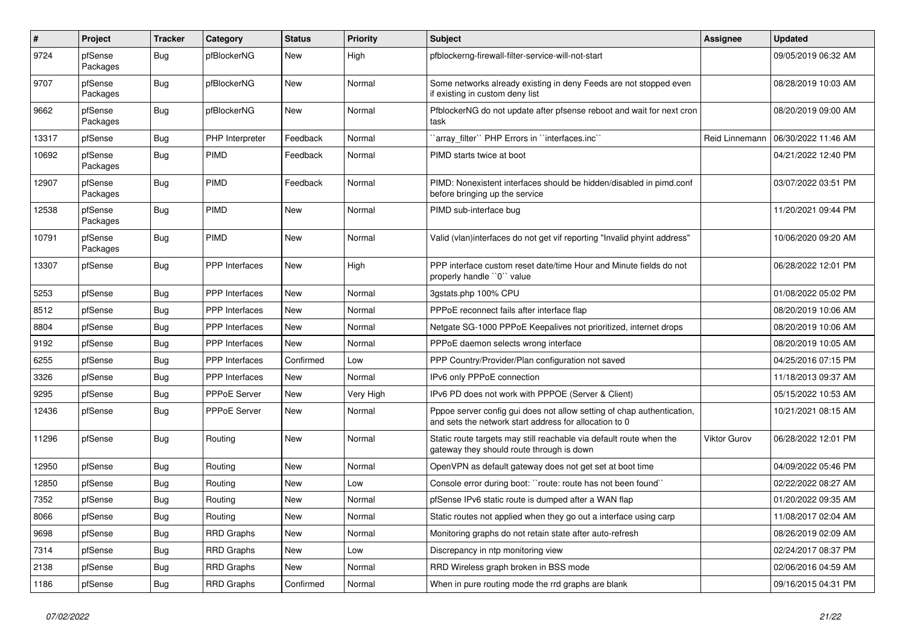| # | Project | Tracker | Category | Status | Priority | Subject | Assignee | Updated |
|---|---|---|---|---|---|---|---|---|
| 9724 | pfSense Packages | Bug | pfBlockerNG | New | High | pfblockerng-firewall-filter-service-will-not-start | | 09/05/2019 06:32 AM |
| 9707 | pfSense Packages | Bug | pfBlockerNG | New | Normal | Some networks already existing in deny Feeds are not stopped even if existing in custom deny list | | 08/28/2019 10:03 AM |
| 9662 | pfSense Packages | Bug | pfBlockerNG | New | Normal | PfblockerNG do not update after pfsense reboot and wait for next cron task | | 08/20/2019 09:00 AM |
| 13317 | pfSense | Bug | PHP Interpreter | Feedback | Normal | ``array_filter`` PHP Errors in ``interfaces.inc`` | Reid Linnemann | 06/30/2022 11:46 AM |
| 10692 | pfSense Packages | Bug | PIMD | Feedback | Normal | PIMD starts twice at boot | | 04/21/2022 12:40 PM |
| 12907 | pfSense Packages | Bug | PIMD | Feedback | Normal | PIMD: Nonexistent interfaces should be hidden/disabled in pimd.conf before bringing up the service | | 03/07/2022 03:51 PM |
| 12538 | pfSense Packages | Bug | PIMD | New | Normal | PIMD sub-interface bug | | 11/20/2021 09:44 PM |
| 10791 | pfSense Packages | Bug | PIMD | New | Normal | Valid (vlan)interfaces do not get vif reporting "Invalid phyint address" | | 10/06/2020 09:20 AM |
| 13307 | pfSense | Bug | PPP Interfaces | New | High | PPP interface custom reset date/time Hour and Minute fields do not properly handle ``0`` value | | 06/28/2022 12:01 PM |
| 5253 | pfSense | Bug | PPP Interfaces | New | Normal | 3gstats.php 100% CPU | | 01/08/2022 05:02 PM |
| 8512 | pfSense | Bug | PPP Interfaces | New | Normal | PPPoE reconnect fails after interface flap | | 08/20/2019 10:06 AM |
| 8804 | pfSense | Bug | PPP Interfaces | New | Normal | Netgate SG-1000 PPPoE Keepalives not prioritized, internet drops | | 08/20/2019 10:06 AM |
| 9192 | pfSense | Bug | PPP Interfaces | New | Normal | PPPoE daemon selects wrong interface | | 08/20/2019 10:05 AM |
| 6255 | pfSense | Bug | PPP Interfaces | Confirmed | Low | PPP Country/Provider/Plan configuration not saved | | 04/25/2016 07:15 PM |
| 3326 | pfSense | Bug | PPP Interfaces | New | Normal | IPv6 only PPPoE connection | | 11/18/2013 09:37 AM |
| 9295 | pfSense | Bug | PPPoE Server | New | Very High | IPv6 PD does not work with PPPOE (Server & Client) | | 05/15/2022 10:53 AM |
| 12436 | pfSense | Bug | PPPoE Server | New | Normal | Pppoe server config gui does not allow setting of chap authentication, and sets the network start address for allocation to 0 | | 10/21/2021 08:15 AM |
| 11296 | pfSense | Bug | Routing | New | Normal | Static route targets may still reachable via default route when the gateway they should route through is down | Viktor Gurov | 06/28/2022 12:01 PM |
| 12950 | pfSense | Bug | Routing | New | Normal | OpenVPN as default gateway does not get set at boot time | | 04/09/2022 05:46 PM |
| 12850 | pfSense | Bug | Routing | New | Low | Console error during boot: ``route: route has not been found`` | | 02/22/2022 08:27 AM |
| 7352 | pfSense | Bug | Routing | New | Normal | pfSense IPv6 static route is dumped after a WAN flap | | 01/20/2022 09:35 AM |
| 8066 | pfSense | Bug | Routing | New | Normal | Static routes not applied when they go out a interface using carp | | 11/08/2017 02:04 AM |
| 9698 | pfSense | Bug | RRD Graphs | New | Normal | Monitoring graphs do not retain state after auto-refresh | | 08/26/2019 02:09 AM |
| 7314 | pfSense | Bug | RRD Graphs | New | Low | Discrepancy in ntp monitoring view | | 02/24/2017 08:37 PM |
| 2138 | pfSense | Bug | RRD Graphs | New | Normal | RRD Wireless graph broken in BSS mode | | 02/06/2016 04:59 AM |
| 1186 | pfSense | Bug | RRD Graphs | Confirmed | Normal | When in pure routing mode the rrd graphs are blank | | 09/16/2015 04:31 PM |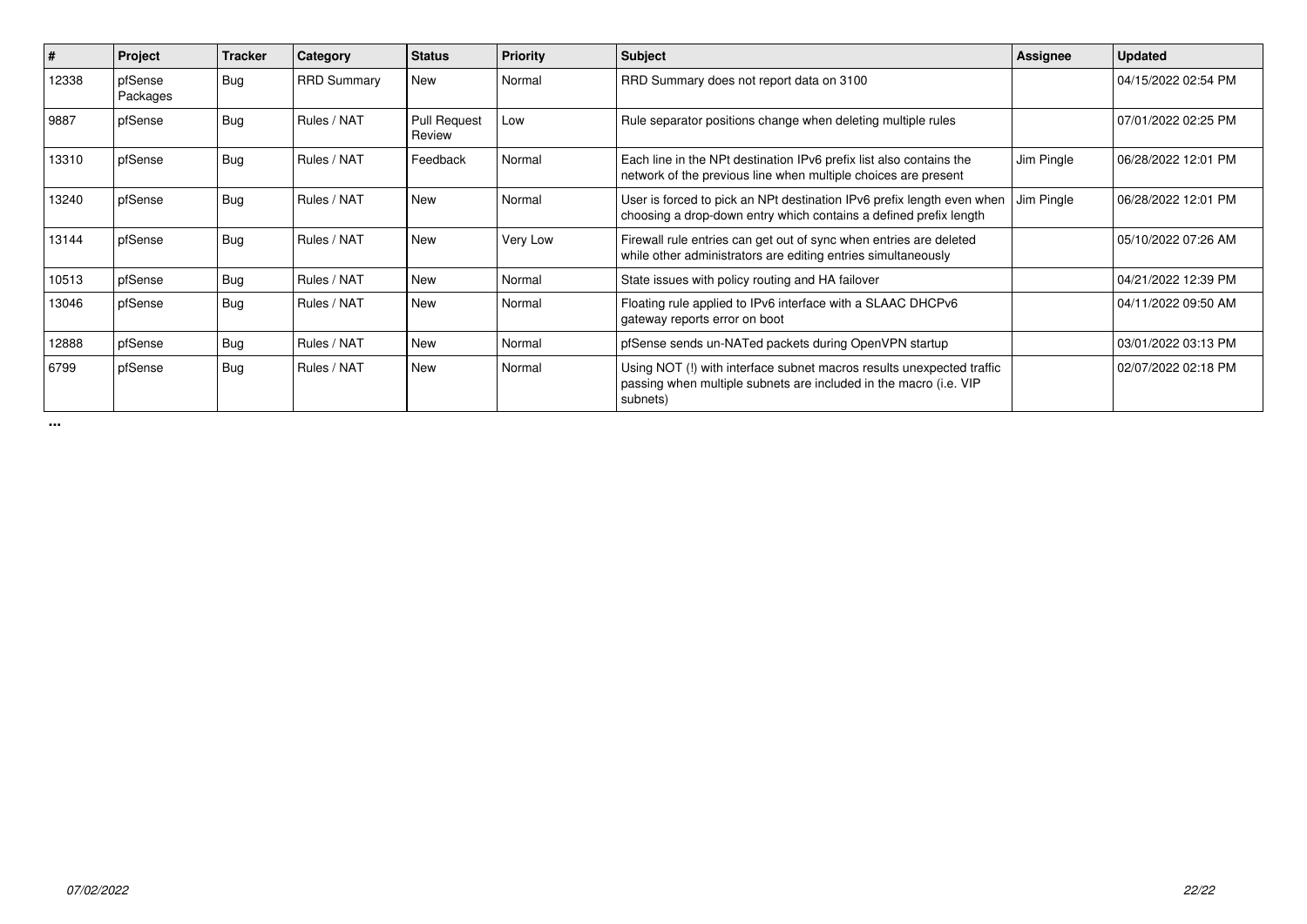| # | Project | Tracker | Category | Status | Priority | Subject | Assignee | Updated |
|---|---|---|---|---|---|---|---|---|
| 12338 | pfSense Packages | Bug | RRD Summary | New | Normal | RRD Summary does not report data on 3100 | | 04/15/2022 02:54 PM |
| 9887 | pfSense | Bug | Rules / NAT | Pull Request Review | Low | Rule separator positions change when deleting multiple rules | | 07/01/2022 02:25 PM |
| 13310 | pfSense | Bug | Rules / NAT | Feedback | Normal | Each line in the NPt destination IPv6 prefix list also contains the network of the previous line when multiple choices are present | Jim Pingle | 06/28/2022 12:01 PM |
| 13240 | pfSense | Bug | Rules / NAT | New | Normal | User is forced to pick an NPt destination IPv6 prefix length even when choosing a drop-down entry which contains a defined prefix length | Jim Pingle | 06/28/2022 12:01 PM |
| 13144 | pfSense | Bug | Rules / NAT | New | Very Low | Firewall rule entries can get out of sync when entries are deleted while other administrators are editing entries simultaneously | | 05/10/2022 07:26 AM |
| 10513 | pfSense | Bug | Rules / NAT | New | Normal | State issues with policy routing and HA failover | | 04/21/2022 12:39 PM |
| 13046 | pfSense | Bug | Rules / NAT | New | Normal | Floating rule applied to IPv6 interface with a SLAAC DHCPv6 gateway reports error on boot | | 04/11/2022 09:50 AM |
| 12888 | pfSense | Bug | Rules / NAT | New | Normal | pfSense sends un-NATed packets during OpenVPN startup | | 03/01/2022 03:13 PM |
| 6799 | pfSense | Bug | Rules / NAT | New | Normal | Using NOT (!) with interface subnet macros results unexpected traffic passing when multiple subnets are included in the macro (i.e. VIP subnets) | | 02/07/2022 02:18 PM |

...